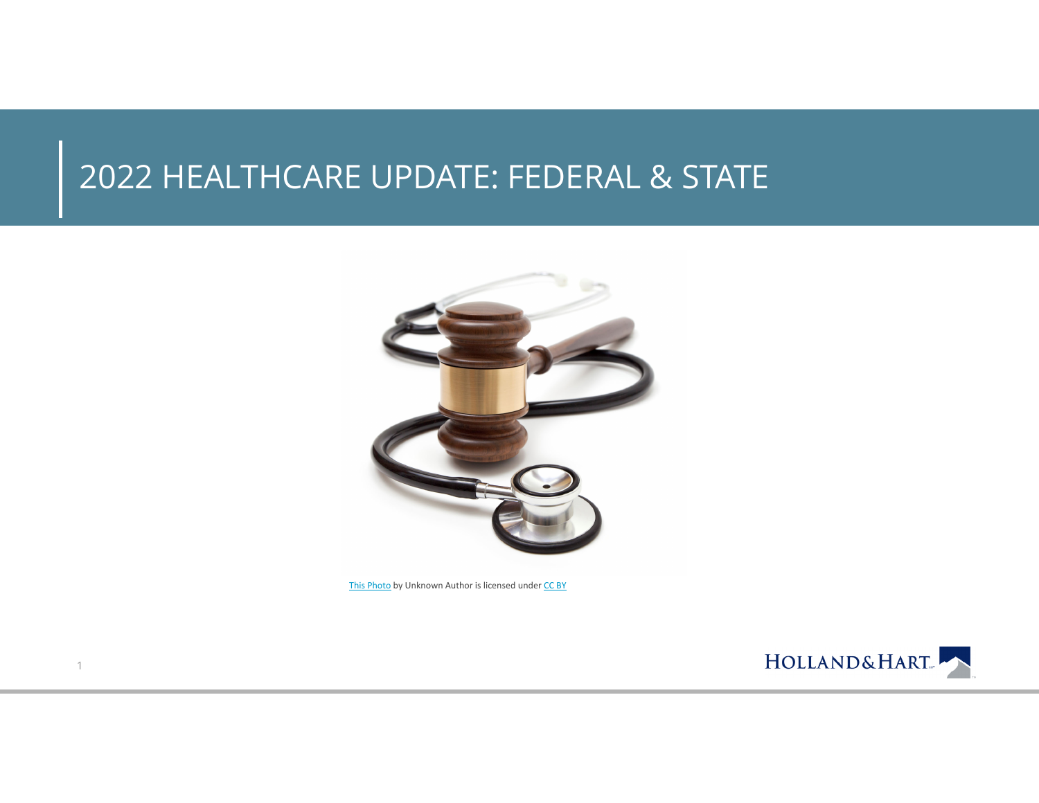# 2022 HEALTHCARE UPDATE: FEDERAL & STATE

This Photo by Unknown Author is licensed under CC BY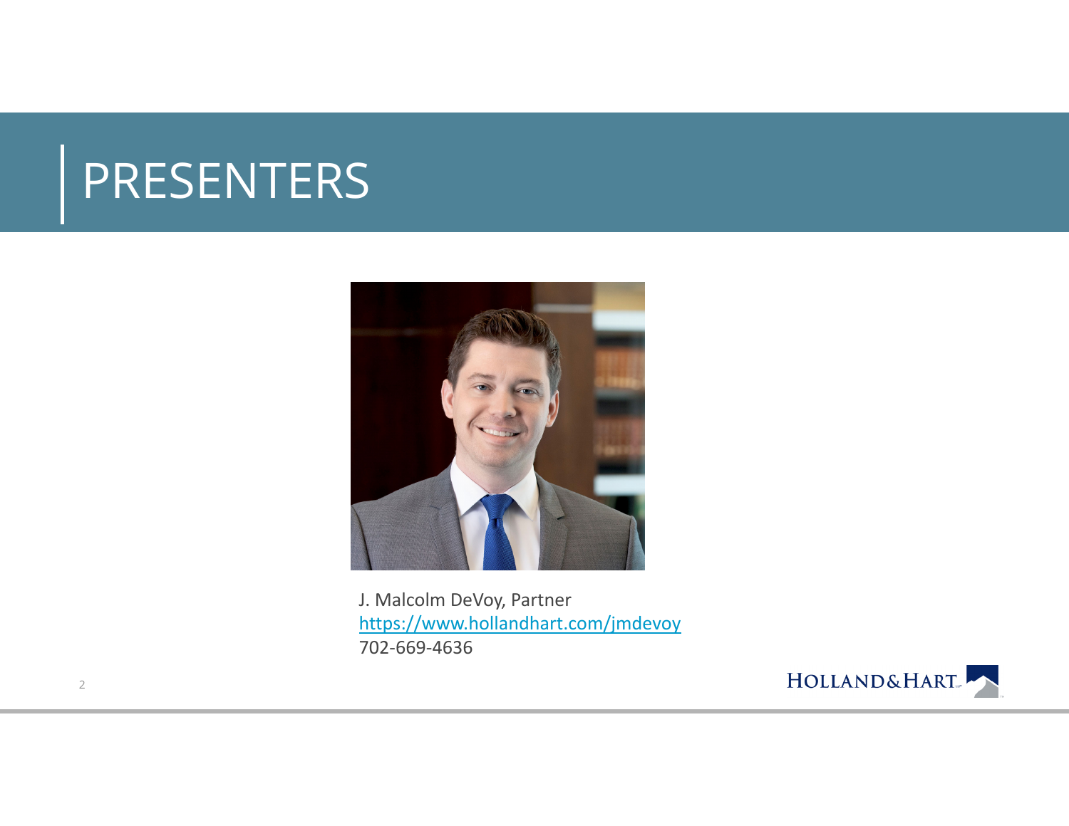# PRESENTERS

J. Malcolm DeVoy, Partner
https://www.hollandhart.com/jmdevoy
702-669-4636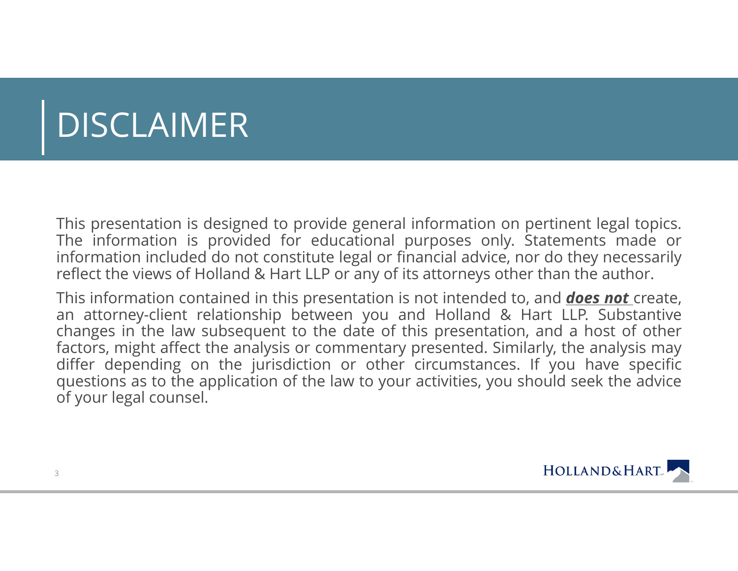# DISCLAIMER

This presentation is designed to provide general information on pertinent legal topics. The information is provided for educational purposes only. Statements made or information included do not constitute legal or financial advice, nor do they necessarily reflect the views of Holland & Hart LLP or any of its attorneys other than the author.

This information contained in this presentation is not intended to, and ***does not*** create, an attorney-client relationship between you and Holland & Hart LLP. Substantive changes in the law subsequent to the date of this presentation, and a host of other factors, might affect the analysis or commentary presented. Similarly, the analysis may differ depending on the jurisdiction or other circumstances. If you have specific questions as to the application of the law to your activities, you should seek the advice of your legal counsel.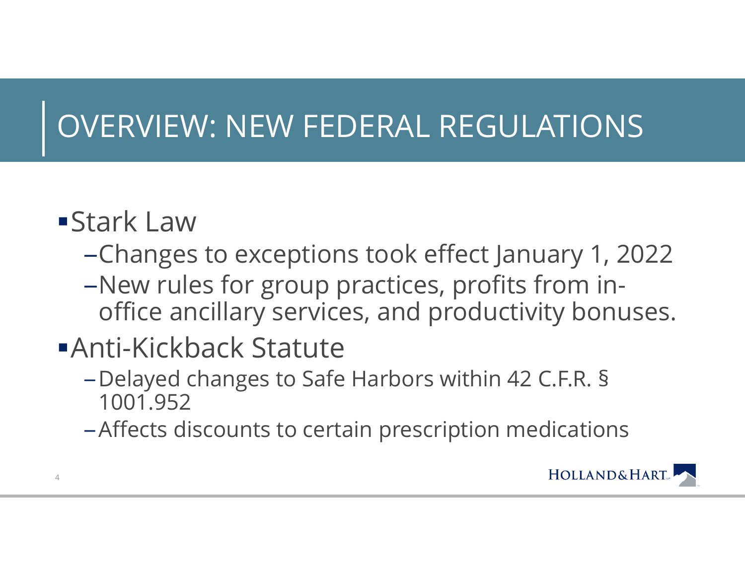# OVERVIEW: NEW FEDERAL REGULATIONS

- Stark Law
  - Changes to exceptions took effect January 1, 2022
  - New rules for group practices, profits from in-office ancillary services, and productivity bonuses.
- Anti-Kickback Statute
  - Delayed changes to Safe Harbors within 42 C.F.R. § 1001.952
  - Affects discounts to certain prescription medications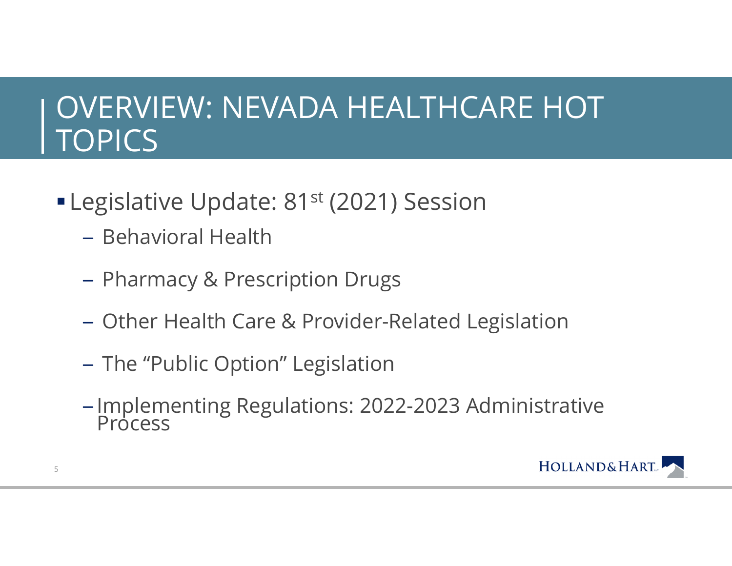# OVERVIEW: NEVADA HEALTHCARE HOT TOPICS

- Legislative Update: 81st (2021) Session
  - Behavioral Health
  - Pharmacy & Prescription Drugs
  - Other Health Care & Provider-Related Legislation
  - The "Public Option" Legislation
  - Implementing Regulations: 2022-2023 Administrative Process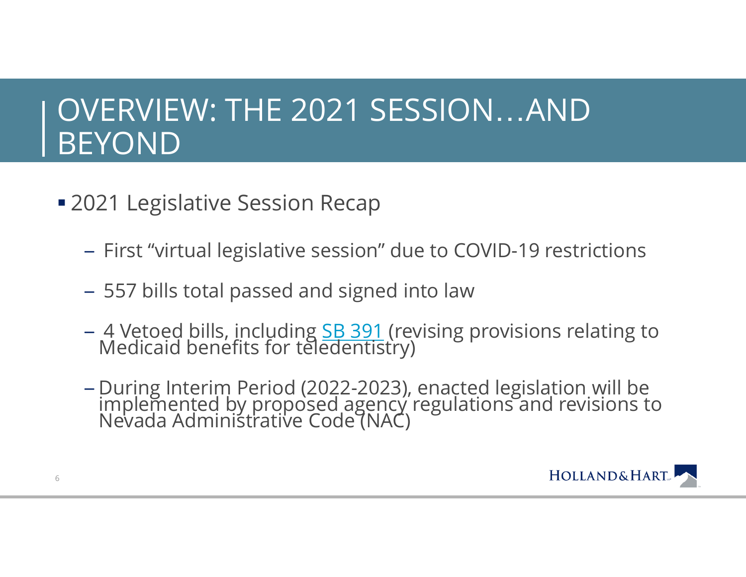# OVERVIEW: THE 2021 SESSION…AND BEYOND

- 2021 Legislative Session Recap
  - First "virtual legislative session" due to COVID-19 restrictions
  - 557 bills total passed and signed into law
  - 4 Vetoed bills, including SB 391 (revising provisions relating to Medicaid benefits for teledentistry)
  - During Interim Period (2022-2023), enacted legislation will be implemented by proposed agency regulations and revisions to Nevada Administrative Code (NAC)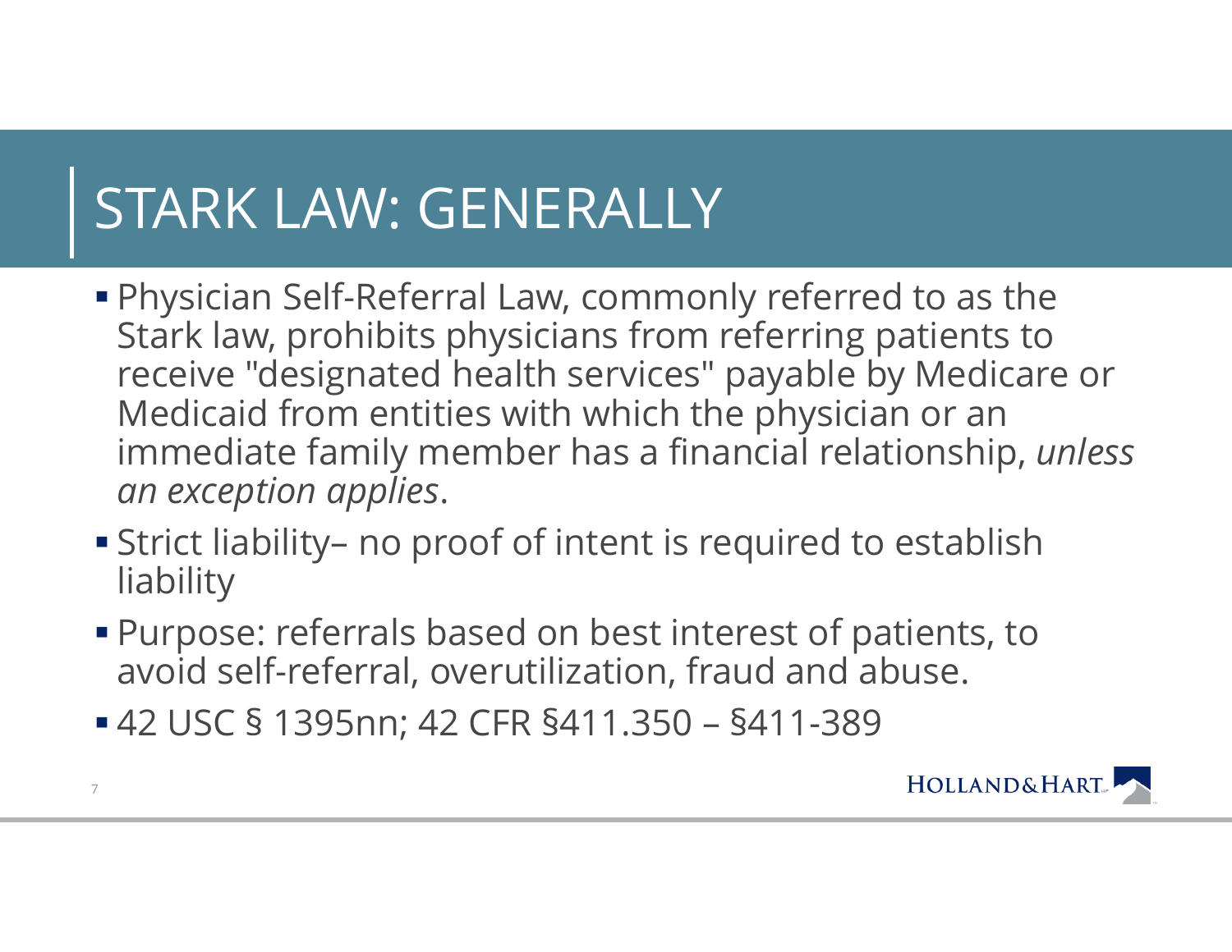# STARK LAW: GENERALLY

- Physician Self-Referral Law, commonly referred to as the Stark law, prohibits physicians from referring patients to receive "designated health services" payable by Medicare or Medicaid from entities with which the physician or an immediate family member has a financial relationship, *unless an exception applies*.
- Strict liability– no proof of intent is required to establish liability
- Purpose: referrals based on best interest of patients, to avoid self-referral, overutilization, fraud and abuse.
- 42 USC § 1395nn; 42 CFR §411.350 – §411-389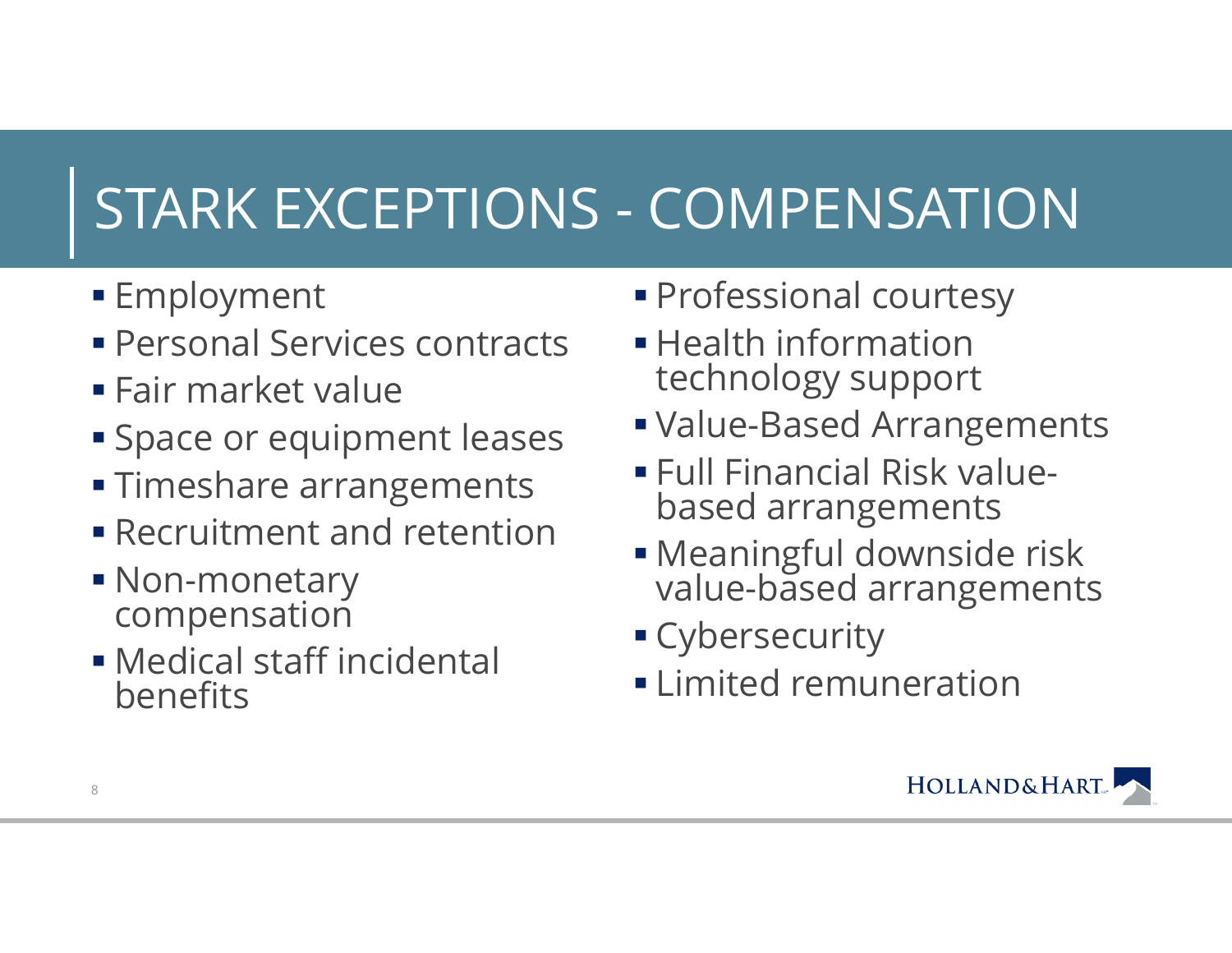# STARK EXCEPTIONS - COMPENSATION

- Employment
- Personal Services contracts
- Fair market value
- Space or equipment leases
- Timeshare arrangements
- Recruitment and retention
- Non-monetary compensation
- Medical staff incidental benefits
- Professional courtesy
- Health information technology support
- Value-Based Arrangements
- Full Financial Risk value-based arrangements
- Meaningful downside risk value-based arrangements
- Cybersecurity
- Limited remuneration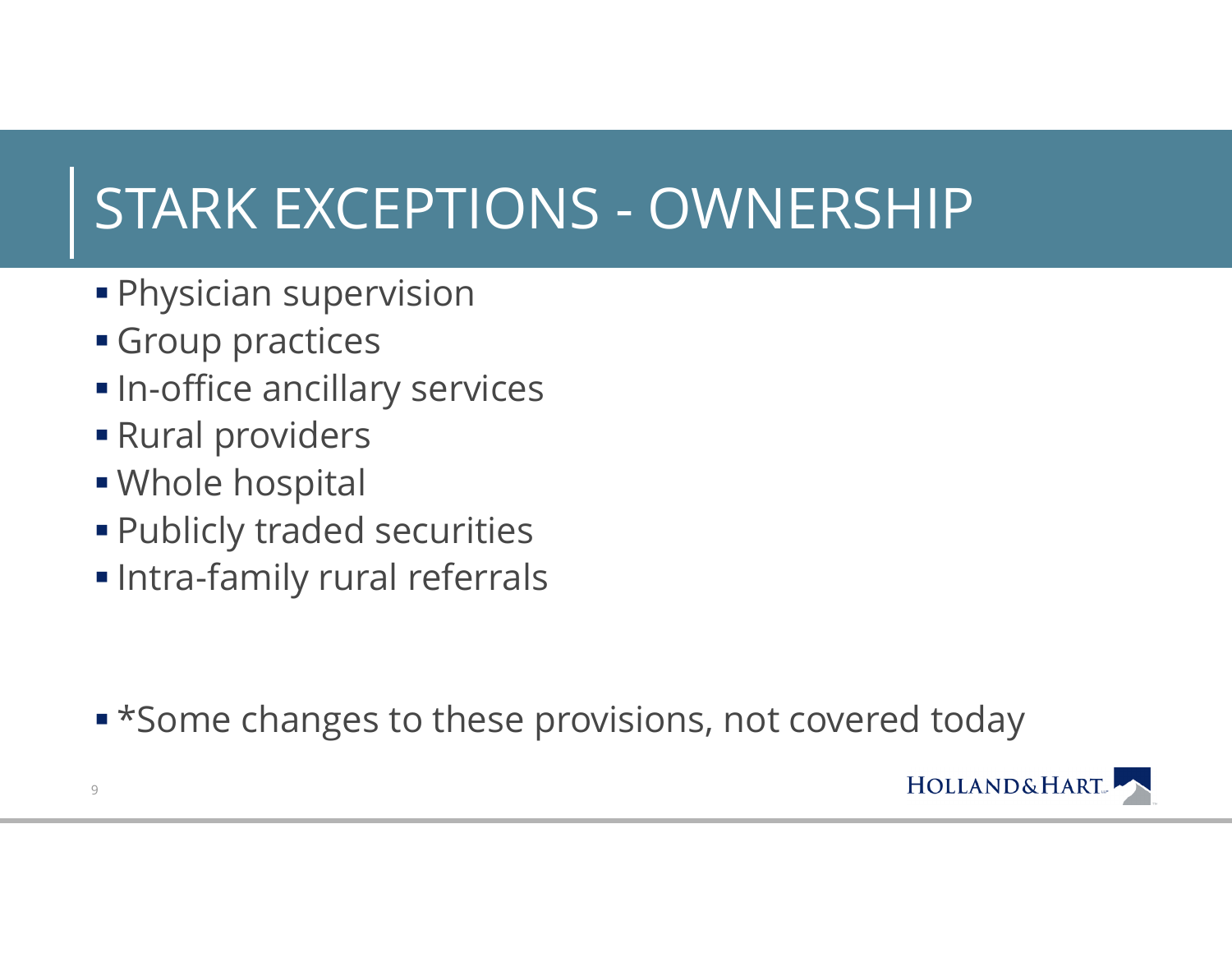# STARK EXCEPTIONS - OWNERSHIP

- Physician supervision
- Group practices
- In-office ancillary services
- Rural providers
- Whole hospital
- Publicly traded securities
- Intra-family rural referrals

- *Some changes to these provisions, not covered today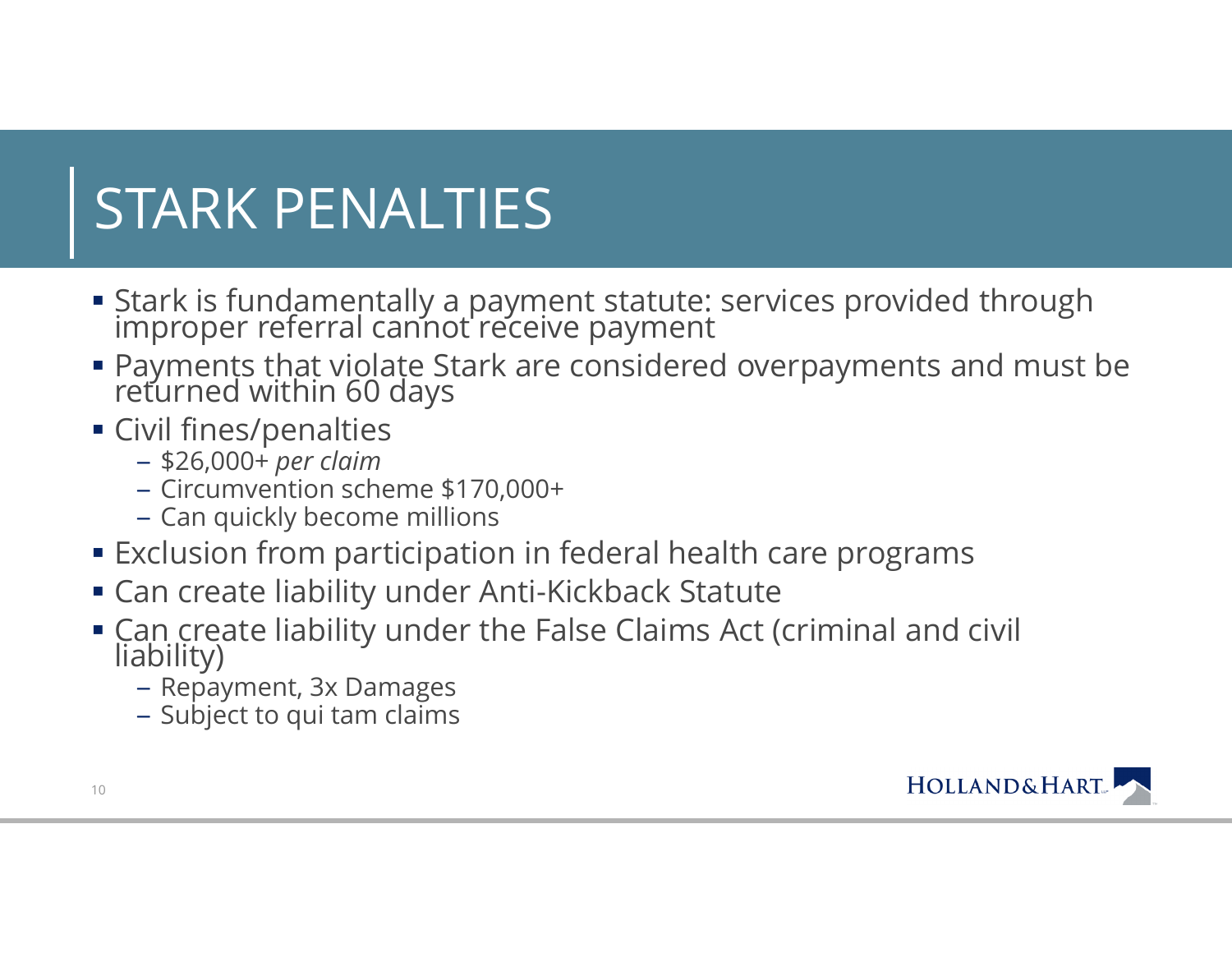# STARK PENALTIES

- Stark is fundamentally a payment statute: services provided through improper referral cannot receive payment
- Payments that violate Stark are considered overpayments and must be returned within 60 days
- Civil fines/penalties
  - $26,000+ *per claim*
  - Circumvention scheme $170,000+
  - Can quickly become millions
- Exclusion from participation in federal health care programs
- Can create liability under Anti-Kickback Statute
- Can create liability under the False Claims Act (criminal and civil liability)
  - Repayment, 3x Damages
  - Subject to qui tam claims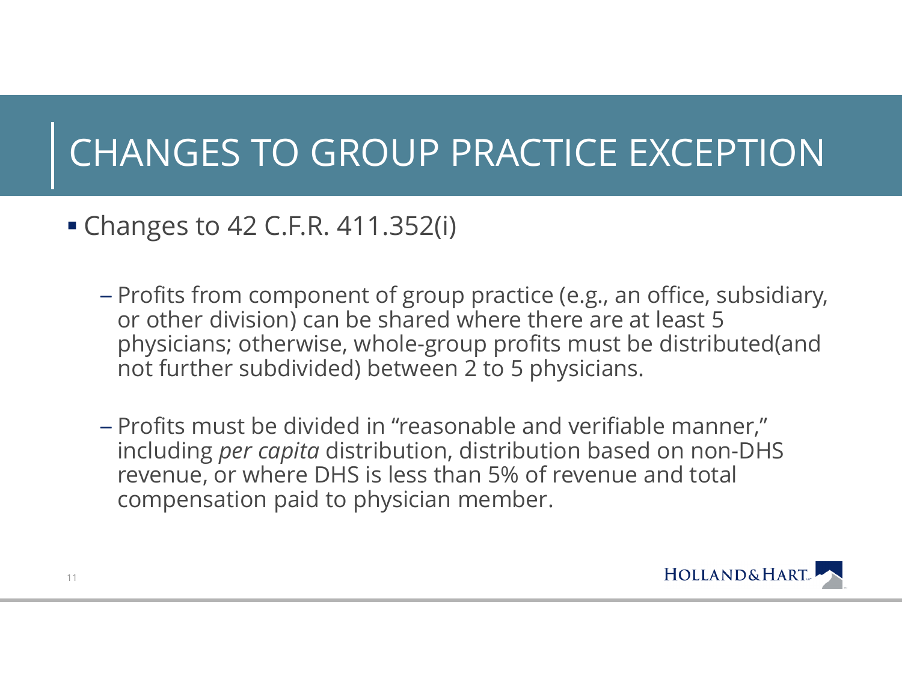# CHANGES TO GROUP PRACTICE EXCEPTION

- Changes to 42 C.F.R. 411.352(i)
  - Profits from component of group practice (e.g., an office, subsidiary, or other division) can be shared where there are at least 5 physicians; otherwise, whole-group profits must be distributed(and not further subdivided) between 2 to 5 physicians.
  - Profits must be divided in “reasonable and verifiable manner,” including *per capita* distribution, distribution based on non-DHS revenue, or where DHS is less than 5% of revenue and total compensation paid to physician member.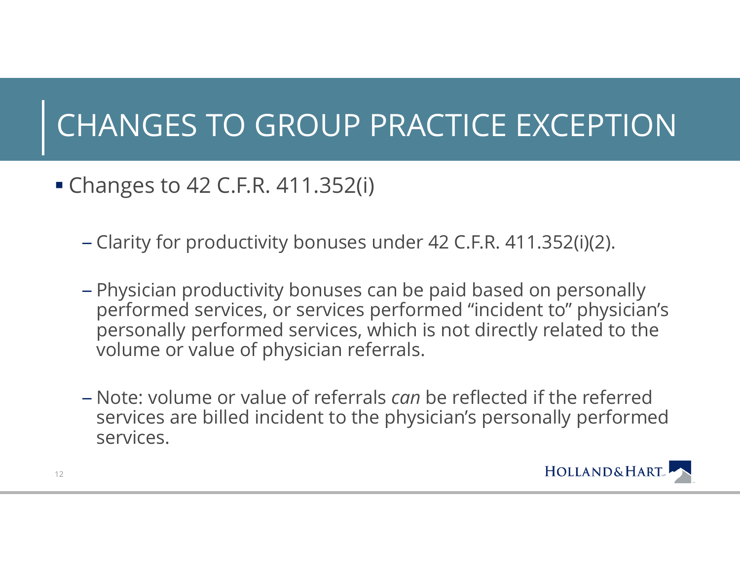# CHANGES TO GROUP PRACTICE EXCEPTION

- Changes to 42 C.F.R. 411.352(i)
  - Clarity for productivity bonuses under 42 C.F.R. 411.352(i)(2).
  - Physician productivity bonuses can be paid based on personally performed services, or services performed "incident to" physician's personally performed services, which is not directly related to the volume or value of physician referrals.
  - Note: volume or value of referrals *can* be reflected if the referred services are billed incident to the physician's personally performed services.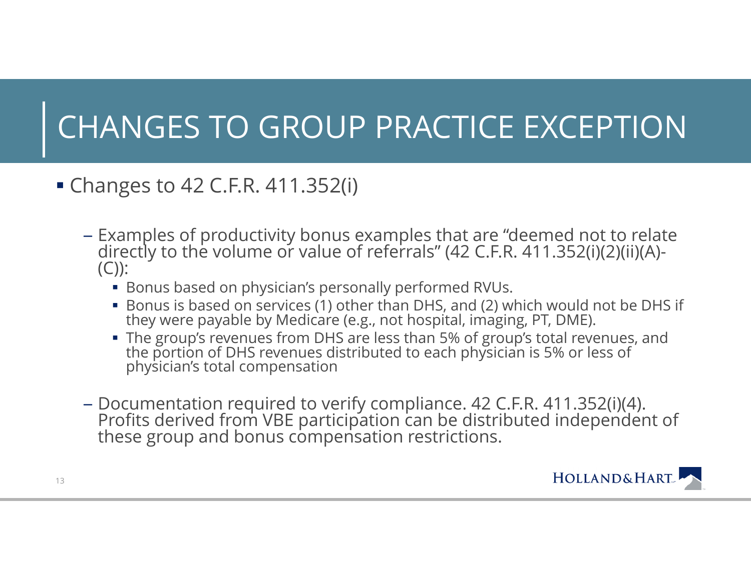# CHANGES TO GROUP PRACTICE EXCEPTION

- Changes to 42 C.F.R. 411.352(i)
  - Examples of productivity bonus examples that are "deemed not to relate directly to the volume or value of referrals" (42 C.F.R. 411.352(i)(2)(ii)(A)-(C)):
    - Bonus based on physician's personally performed RVUs.
    - Bonus is based on services (1) other than DHS, and (2) which would not be DHS if they were payable by Medicare (e.g., not hospital, imaging, PT, DME).
    - The group's revenues from DHS are less than 5% of group's total revenues, and the portion of DHS revenues distributed to each physician is 5% or less of physician's total compensation
  - Documentation required to verify compliance. 42 C.F.R. 411.352(i)(4). Profits derived from VBE participation can be distributed independent of these group and bonus compensation restrictions.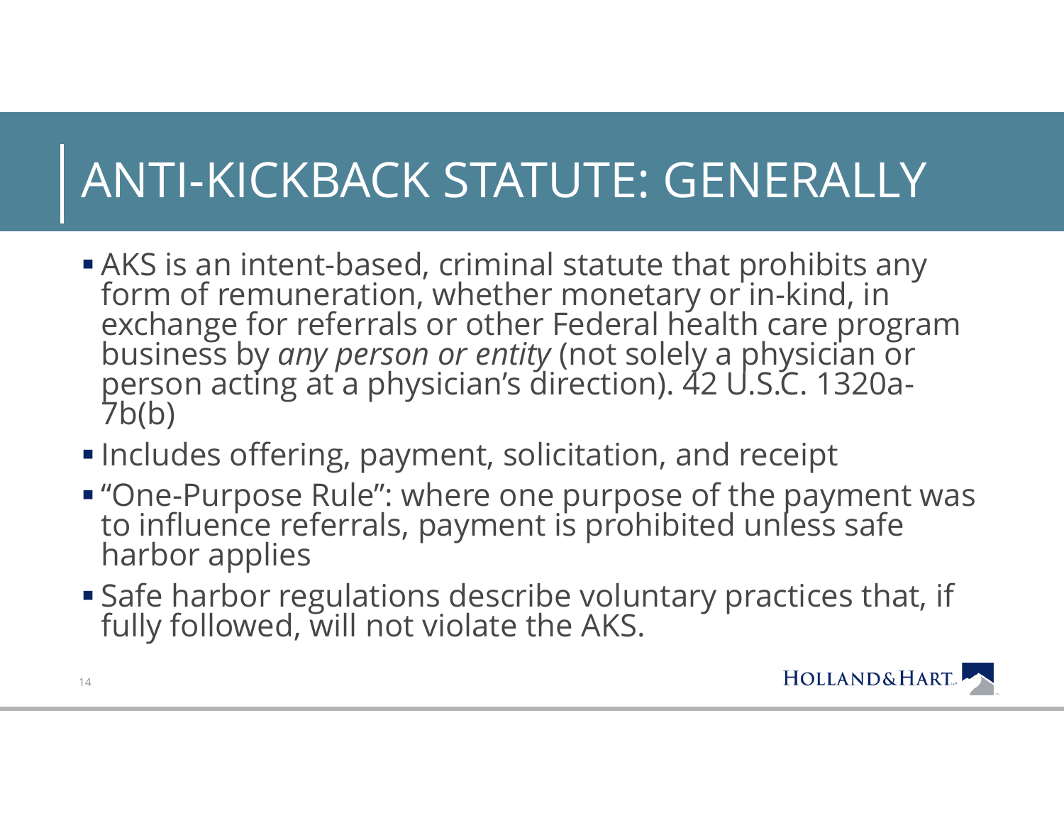# ANTI-KICKBACK STATUTE: GENERALLY

- AKS is an intent-based, criminal statute that prohibits any form of remuneration, whether monetary or in-kind, in exchange for referrals or other Federal health care program business by *any person or entity* (not solely a physician or person acting at a physician's direction). 42 U.S.C. 1320a-7b(b)
- Includes offering, payment, solicitation, and receipt
- "One-Purpose Rule": where one purpose of the payment was to influence referrals, payment is prohibited unless safe harbor applies
- Safe harbor regulations describe voluntary practices that, if fully followed, will not violate the AKS.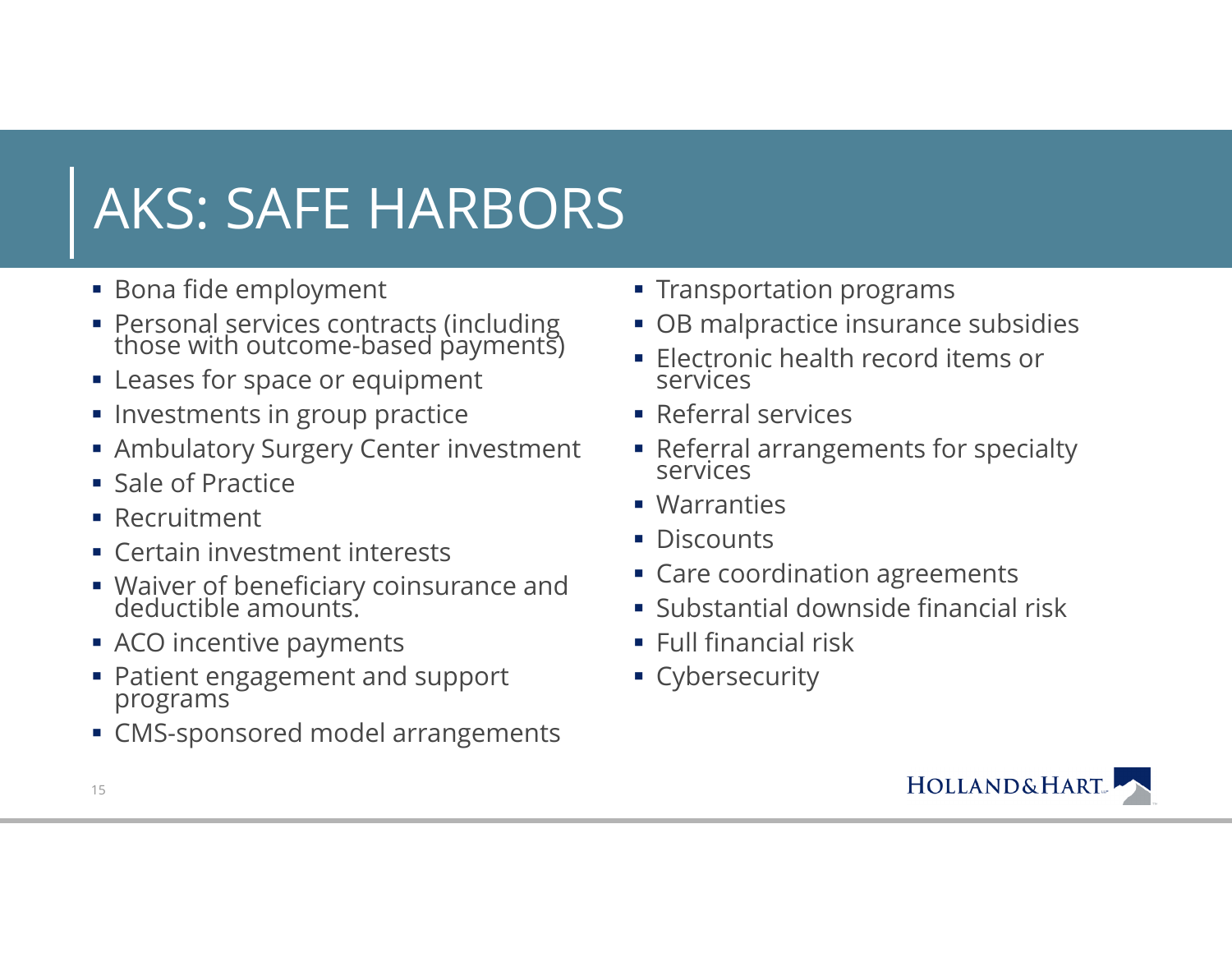# AKS: SAFE HARBORS

- Bona fide employment
- Personal services contracts (including those with outcome-based payments)
- Leases for space or equipment
- Investments in group practice
- Ambulatory Surgery Center investment
- Sale of Practice
- Recruitment
- Certain investment interests
- Waiver of beneficiary coinsurance and deductible amounts.
- ACO incentive payments
- Patient engagement and support programs
- CMS-sponsored model arrangements
- Transportation programs
- OB malpractice insurance subsidies
- Electronic health record items or services
- Referral services
- Referral arrangements for specialty services
- Warranties
- Discounts
- Care coordination agreements
- Substantial downside financial risk
- Full financial risk
- Cybersecurity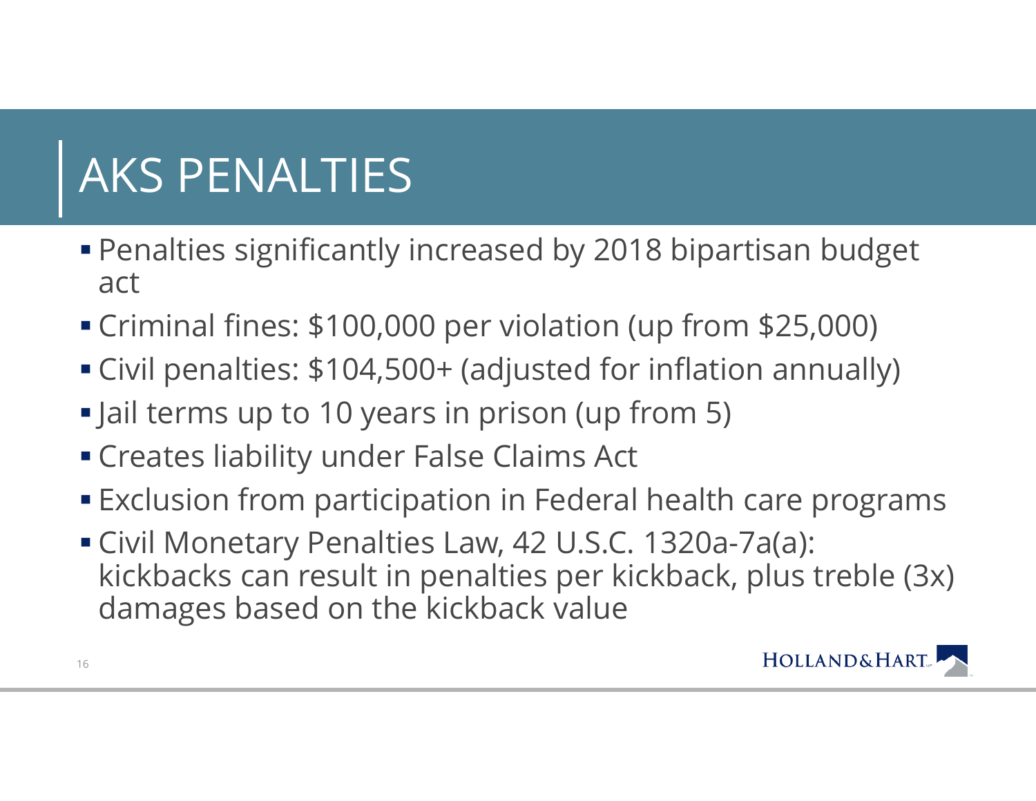# AKS PENALTIES

- Penalties significantly increased by 2018 bipartisan budget act
- Criminal fines: $100,000 per violation (up from $25,000)
- Civil penalties: $104,500+ (adjusted for inflation annually)
- Jail terms up to 10 years in prison (up from 5)
- Creates liability under False Claims Act
- Exclusion from participation in Federal health care programs
- Civil Monetary Penalties Law, 42 U.S.C. 1320a-7a(a): kickbacks can result in penalties per kickback, plus treble (3x) damages based on the kickback value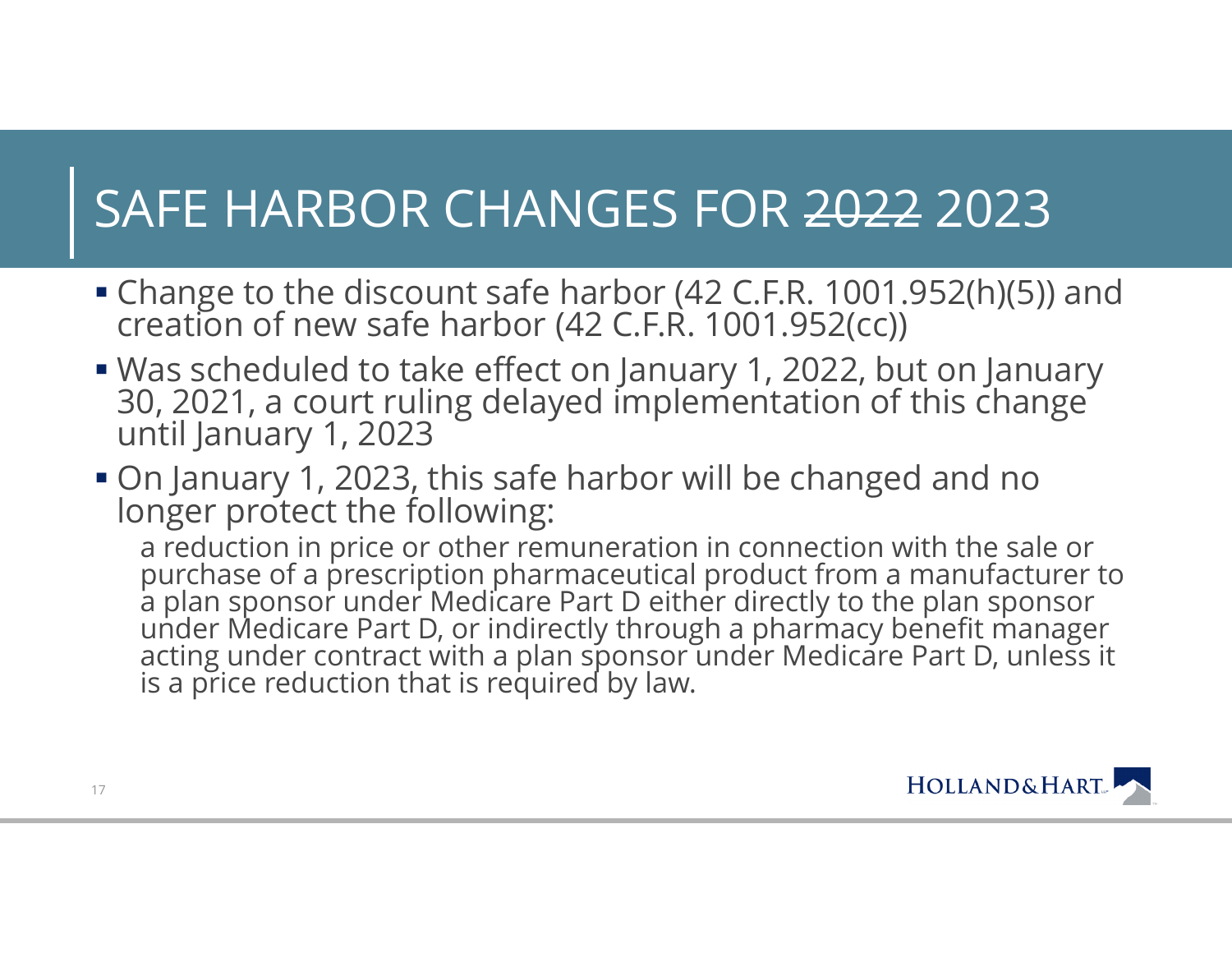# SAFE HARBOR CHANGES FOR ~~2022~~ 2023

- Change to the discount safe harbor (42 C.F.R. 1001.952(h)(5)) and creation of new safe harbor (42 C.F.R. 1001.952(cc))
- Was scheduled to take effect on January 1, 2022, but on January 30, 2021, a court ruling delayed implementation of this change until January 1, 2023
- On January 1, 2023, this safe harbor will be changed and no longer protect the following:

  a reduction in price or other remuneration in connection with the sale or purchase of a prescription pharmaceutical product from a manufacturer to a plan sponsor under Medicare Part D either directly to the plan sponsor under Medicare Part D, or indirectly through a pharmacy benefit manager acting under contract with a plan sponsor under Medicare Part D, unless it is a price reduction that is required by law.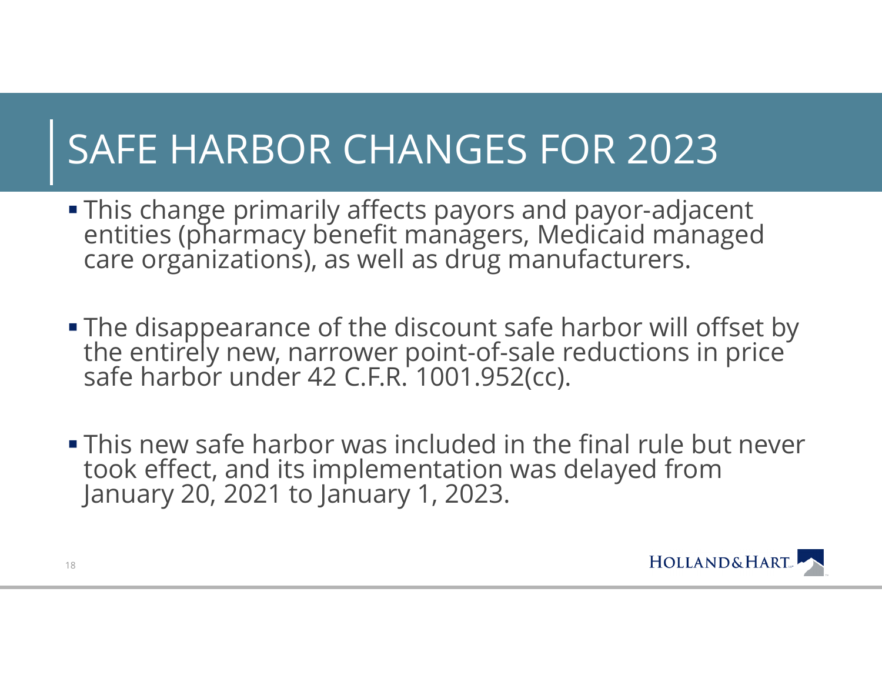# SAFE HARBOR CHANGES FOR 2023

- This change primarily affects payors and payor-adjacent entities (pharmacy benefit managers, Medicaid managed care organizations), as well as drug manufacturers.

- The disappearance of the discount safe harbor will offset by the entirely new, narrower point-of-sale reductions in price safe harbor under 42 C.F.R. 1001.952(cc).

- This new safe harbor was included in the final rule but never took effect, and its implementation was delayed from January 20, 2021 to January 1, 2023.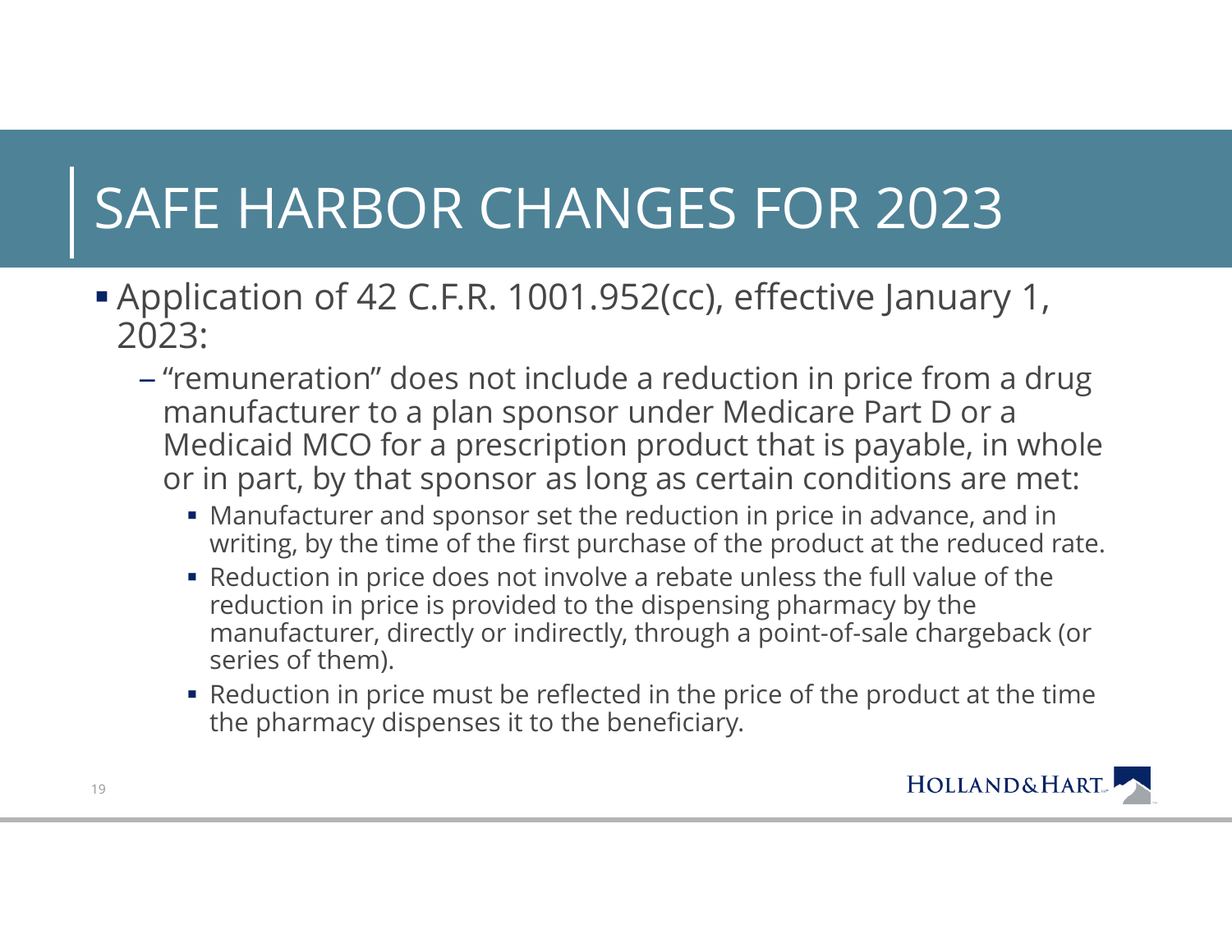# SAFE HARBOR CHANGES FOR 2023

- Application of 42 C.F.R. 1001.952(cc), effective January 1, 2023:
  - "remuneration" does not include a reduction in price from a drug manufacturer to a plan sponsor under Medicare Part D or a Medicaid MCO for a prescription product that is payable, in whole or in part, by that sponsor as long as certain conditions are met:
    - Manufacturer and sponsor set the reduction in price in advance, and in writing, by the time of the first purchase of the product at the reduced rate.
    - Reduction in price does not involve a rebate unless the full value of the reduction in price is provided to the dispensing pharmacy by the manufacturer, directly or indirectly, through a point-of-sale chargeback (or series of them).
    - Reduction in price must be reflected in the price of the product at the time the pharmacy dispenses it to the beneficiary.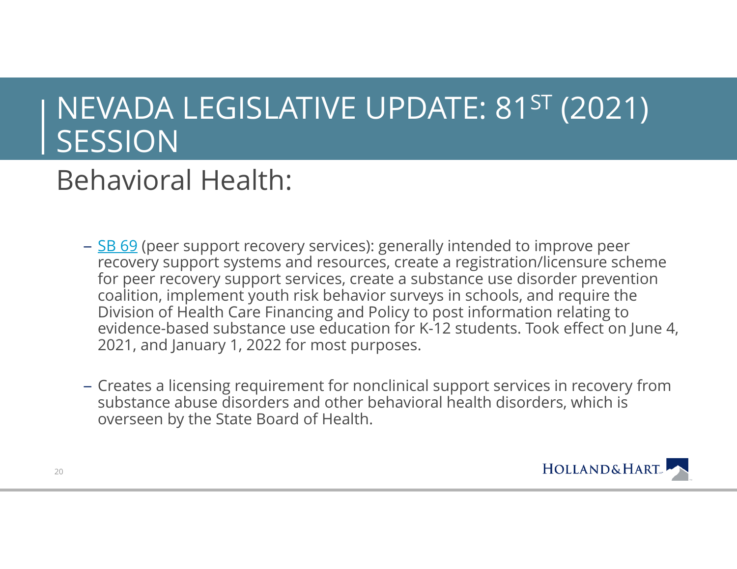# NEVADA LEGISLATIVE UPDATE: 81ST (2021) SESSION

## Behavioral Health:

- SB 69 (peer support recovery services): generally intended to improve peer recovery support systems and resources, create a registration/licensure scheme for peer recovery support services, create a substance use disorder prevention coalition, implement youth risk behavior surveys in schools, and require the Division of Health Care Financing and Policy to post information relating to evidence-based substance use education for K-12 students. Took effect on June 4, 2021, and January 1, 2022 for most purposes.

- Creates a licensing requirement for nonclinical support services in recovery from substance abuse disorders and other behavioral health disorders, which is overseen by the State Board of Health.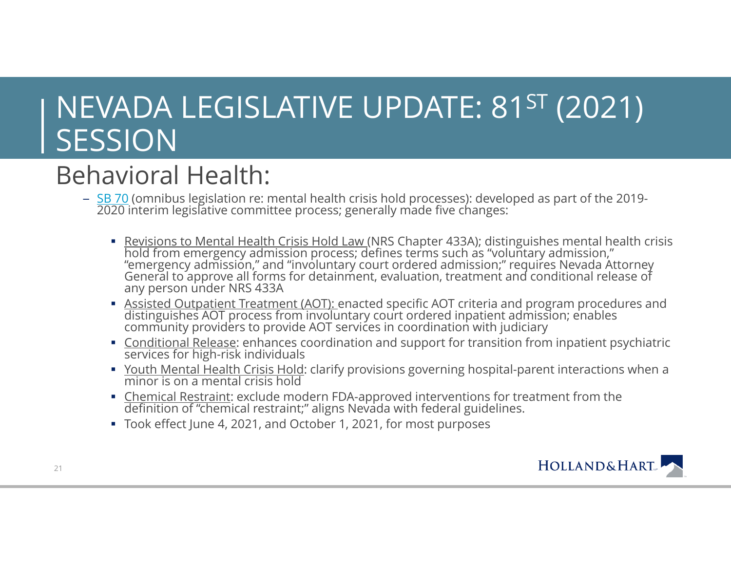# NEVADA LEGISLATIVE UPDATE: 81ST (2021) SESSION

## Behavioral Health:

- SB 70 (omnibus legislation re: mental health crisis hold processes): developed as part of the 2019-2020 interim legislative committee process; generally made five changes:
  - Revisions to Mental Health Crisis Hold Law (NRS Chapter 433A); distinguishes mental health crisis hold from emergency admission process; defines terms such as "voluntary admission," "emergency admission," and "involuntary court ordered admission;" requires Nevada Attorney General to approve all forms for detainment, evaluation, treatment and conditional release of any person under NRS 433A
  - Assisted Outpatient Treatment (AOT): enacted specific AOT criteria and program procedures and distinguishes AOT process from involuntary court ordered inpatient admission; enables community providers to provide AOT services in coordination with judiciary
  - Conditional Release: enhances coordination and support for transition from inpatient psychiatric services for high-risk individuals
  - Youth Mental Health Crisis Hold: clarify provisions governing hospital-parent interactions when a minor is on a mental crisis hold
  - Chemical Restraint: exclude modern FDA-approved interventions for treatment from the definition of "chemical restraint;" aligns Nevada with federal guidelines.
  - Took effect June 4, 2021, and October 1, 2021, for most purposes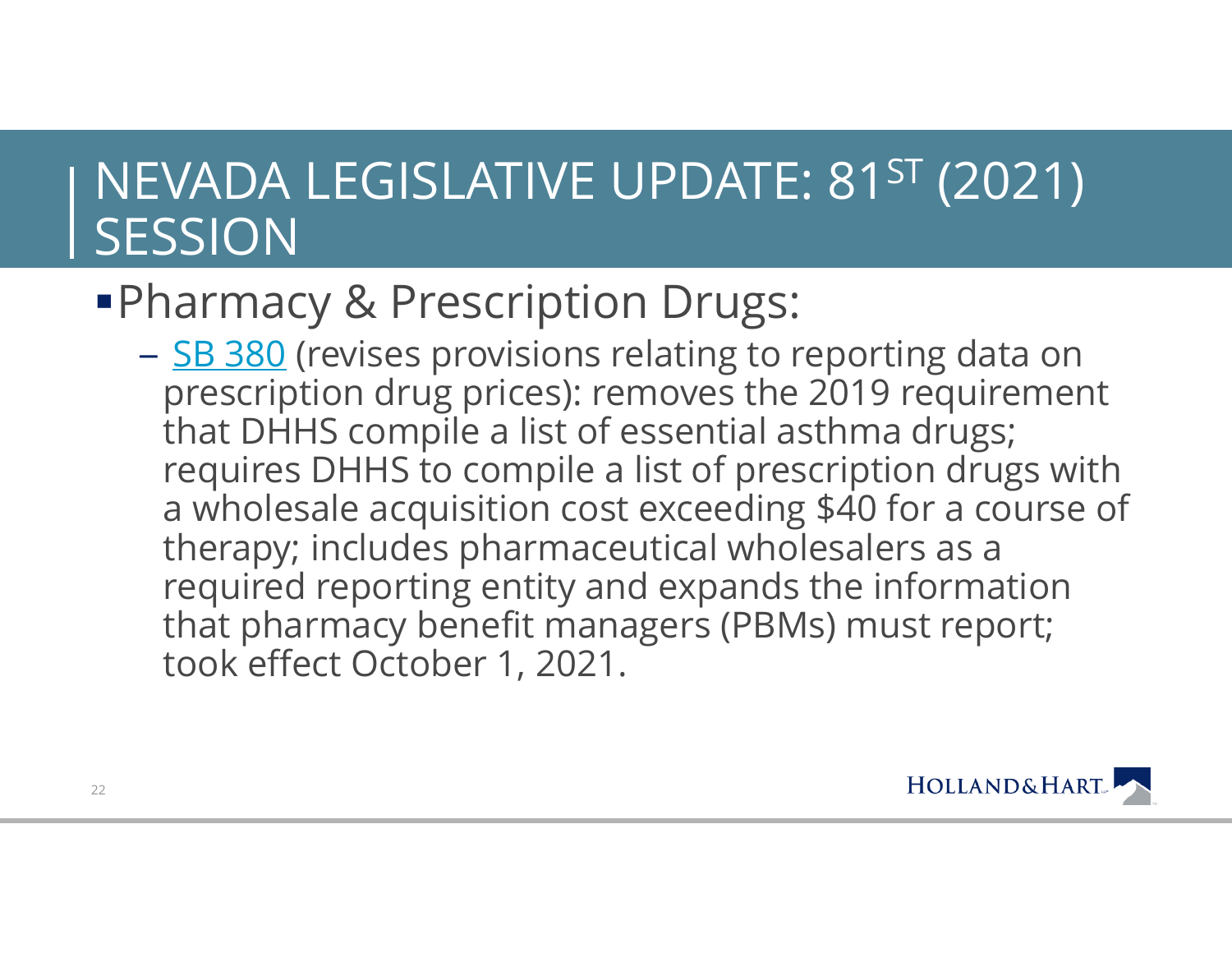# NEVADA LEGISLATIVE UPDATE: 81ST (2021) SESSION

- Pharmacy & Prescription Drugs:
  - SB 380 (revises provisions relating to reporting data on prescription drug prices): removes the 2019 requirement that DHHS compile a list of essential asthma drugs; requires DHHS to compile a list of prescription drugs with a wholesale acquisition cost exceeding $40 for a course of therapy; includes pharmaceutical wholesalers as a required reporting entity and expands the information that pharmacy benefit managers (PBMs) must report; took effect October 1, 2021.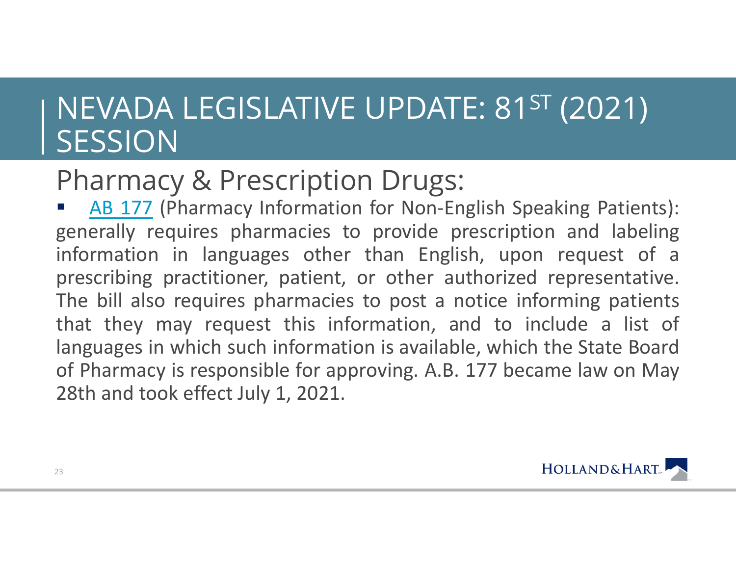# NEVADA LEGISLATIVE UPDATE: 81ST (2021) SESSION

## Pharmacy & Prescription Drugs:

- AB 177 (Pharmacy Information for Non-English Speaking Patients): generally requires pharmacies to provide prescription and labeling information in languages other than English, upon request of a prescribing practitioner, patient, or other authorized representative. The bill also requires pharmacies to post a notice informing patients that they may request this information, and to include a list of languages in which such information is available, which the State Board of Pharmacy is responsible for approving. A.B. 177 became law on May 28th and took effect July 1, 2021.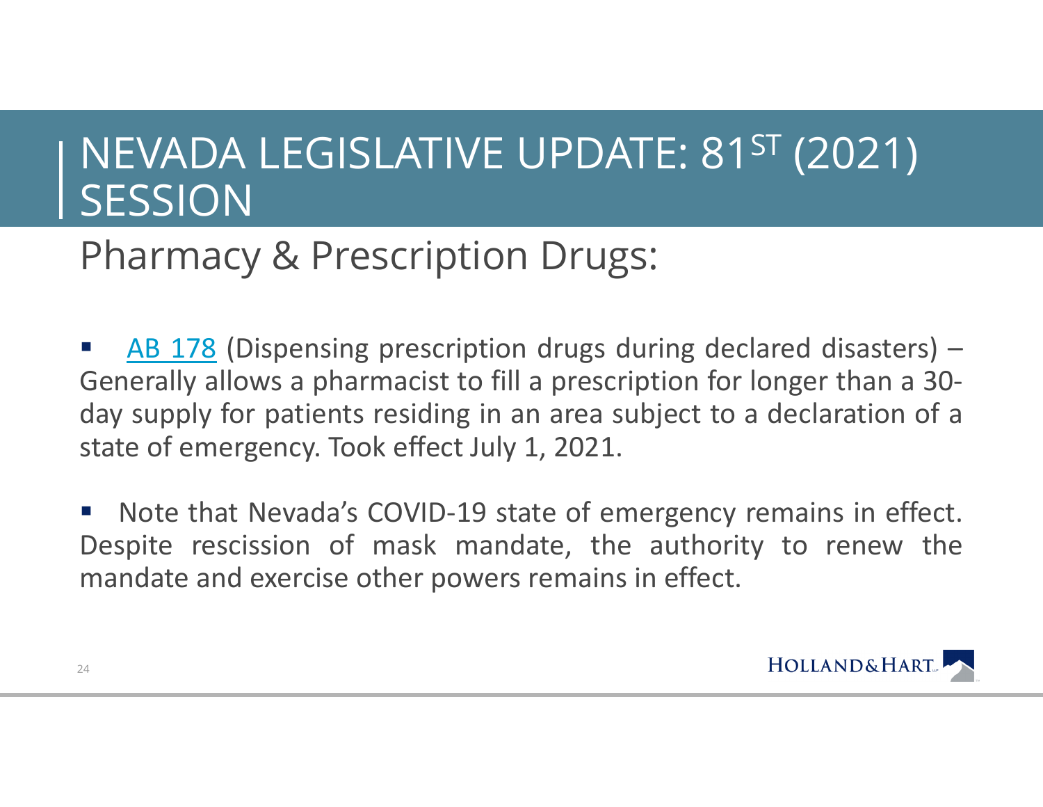# NEVADA LEGISLATIVE UPDATE: 81ST (2021) SESSION

## Pharmacy & Prescription Drugs:

- AB 178 (Dispensing prescription drugs during declared disasters) – Generally allows a pharmacist to fill a prescription for longer than a 30-day supply for patients residing in an area subject to a declaration of a state of emergency. Took effect July 1, 2021.

- Note that Nevada's COVID-19 state of emergency remains in effect. Despite rescission of mask mandate, the authority to renew the mandate and exercise other powers remains in effect.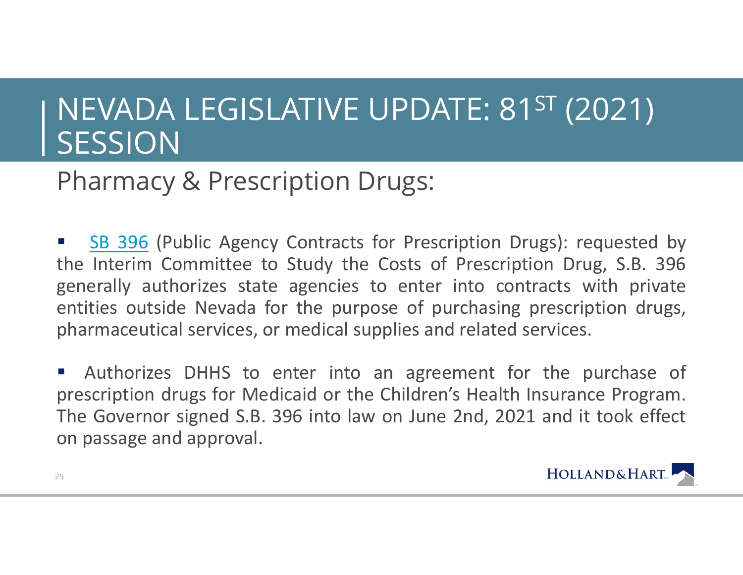# NEVADA LEGISLATIVE UPDATE: 81ST (2021) SESSION

## Pharmacy & Prescription Drugs:

- SB 396 (Public Agency Contracts for Prescription Drugs): requested by the Interim Committee to Study the Costs of Prescription Drug, S.B. 396 generally authorizes state agencies to enter into contracts with private entities outside Nevada for the purpose of purchasing prescription drugs, pharmaceutical services, or medical supplies and related services.

- Authorizes DHHS to enter into an agreement for the purchase of prescription drugs for Medicaid or the Children's Health Insurance Program. The Governor signed S.B. 396 into law on June 2nd, 2021 and it took effect on passage and approval.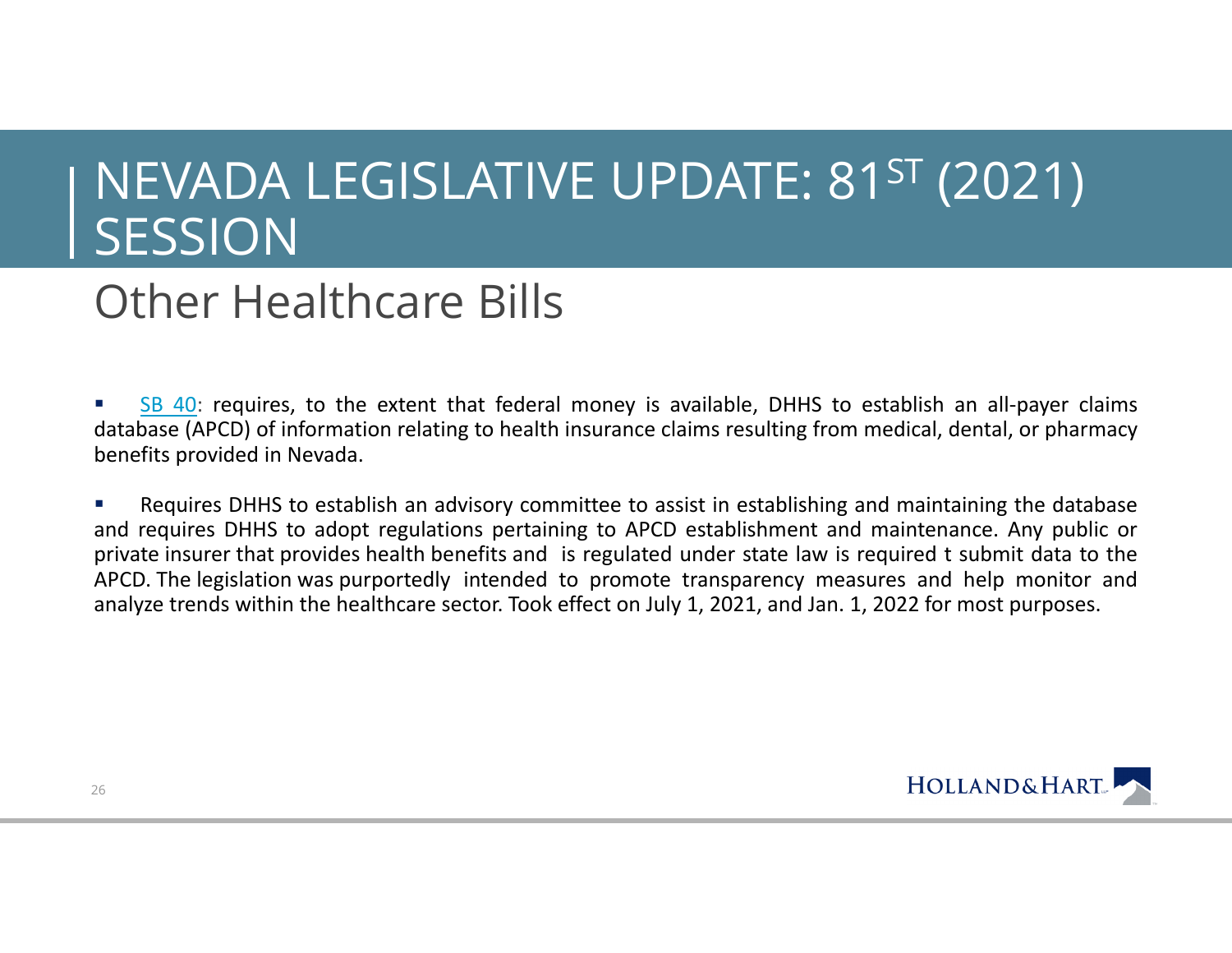# NEVADA LEGISLATIVE UPDATE: 81ST (2021) SESSION

## Other Healthcare Bills

- SB 40: requires, to the extent that federal money is available, DHHS to establish an all-payer claims database (APCD) of information relating to health insurance claims resulting from medical, dental, or pharmacy benefits provided in Nevada.

- Requires DHHS to establish an advisory committee to assist in establishing and maintaining the database and requires DHHS to adopt regulations pertaining to APCD establishment and maintenance. Any public or private insurer that provides health benefits and is regulated under state law is required t submit data to the APCD. The legislation was purportedly intended to promote transparency measures and help monitor and analyze trends within the healthcare sector. Took effect on July 1, 2021, and Jan. 1, 2022 for most purposes.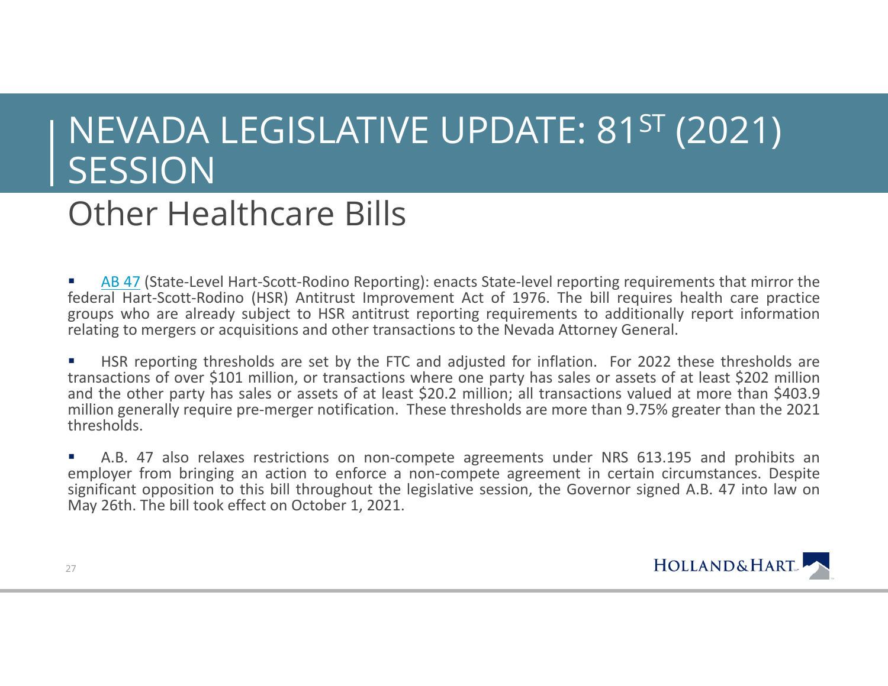# NEVADA LEGISLATIVE UPDATE: 81ST (2021) SESSION

## Other Healthcare Bills

- AB 47 (State-Level Hart-Scott-Rodino Reporting): enacts State-level reporting requirements that mirror the federal Hart-Scott-Rodino (HSR) Antitrust Improvement Act of 1976. The bill requires health care practice groups who are already subject to HSR antitrust reporting requirements to additionally report information relating to mergers or acquisitions and other transactions to the Nevada Attorney General.

- HSR reporting thresholds are set by the FTC and adjusted for inflation. For 2022 these thresholds are transactions of over $101 million, or transactions where one party has sales or assets of at least $202 million and the other party has sales or assets of at least $20.2 million; all transactions valued at more than $403.9 million generally require pre-merger notification. These thresholds are more than 9.75% greater than the 2021 thresholds.

- A.B. 47 also relaxes restrictions on non-compete agreements under NRS 613.195 and prohibits an employer from bringing an action to enforce a non-compete agreement in certain circumstances. Despite significant opposition to this bill throughout the legislative session, the Governor signed A.B. 47 into law on May 26th. The bill took effect on October 1, 2021.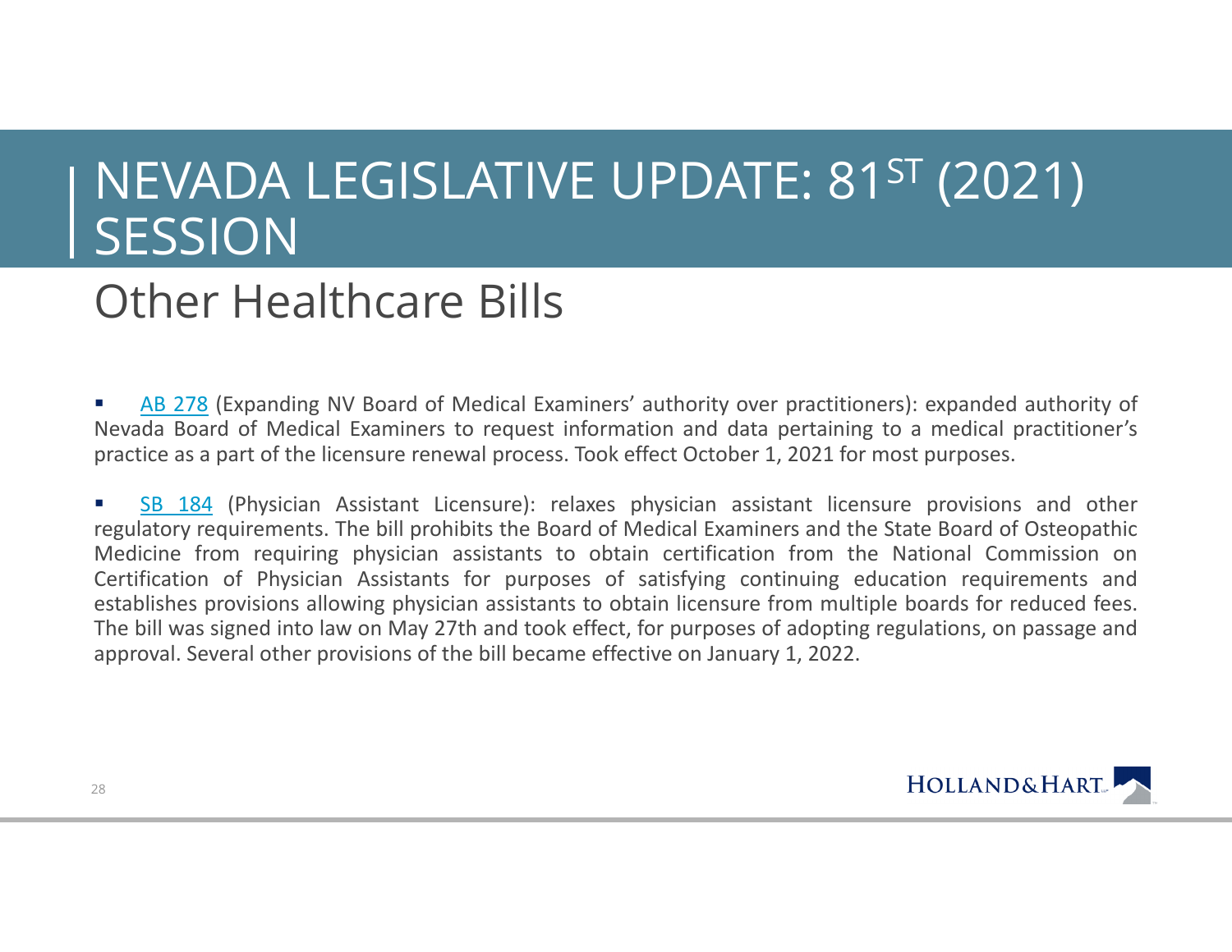# NEVADA LEGISLATIVE UPDATE: 81ST (2021) SESSION

## Other Healthcare Bills

- AB 278 (Expanding NV Board of Medical Examiners' authority over practitioners): expanded authority of Nevada Board of Medical Examiners to request information and data pertaining to a medical practitioner's practice as a part of the licensure renewal process. Took effect October 1, 2021 for most purposes.

- SB 184 (Physician Assistant Licensure): relaxes physician assistant licensure provisions and other regulatory requirements. The bill prohibits the Board of Medical Examiners and the State Board of Osteopathic Medicine from requiring physician assistants to obtain certification from the National Commission on Certification of Physician Assistants for purposes of satisfying continuing education requirements and establishes provisions allowing physician assistants to obtain licensure from multiple boards for reduced fees. The bill was signed into law on May 27th and took effect, for purposes of adopting regulations, on passage and approval. Several other provisions of the bill became effective on January 1, 2022.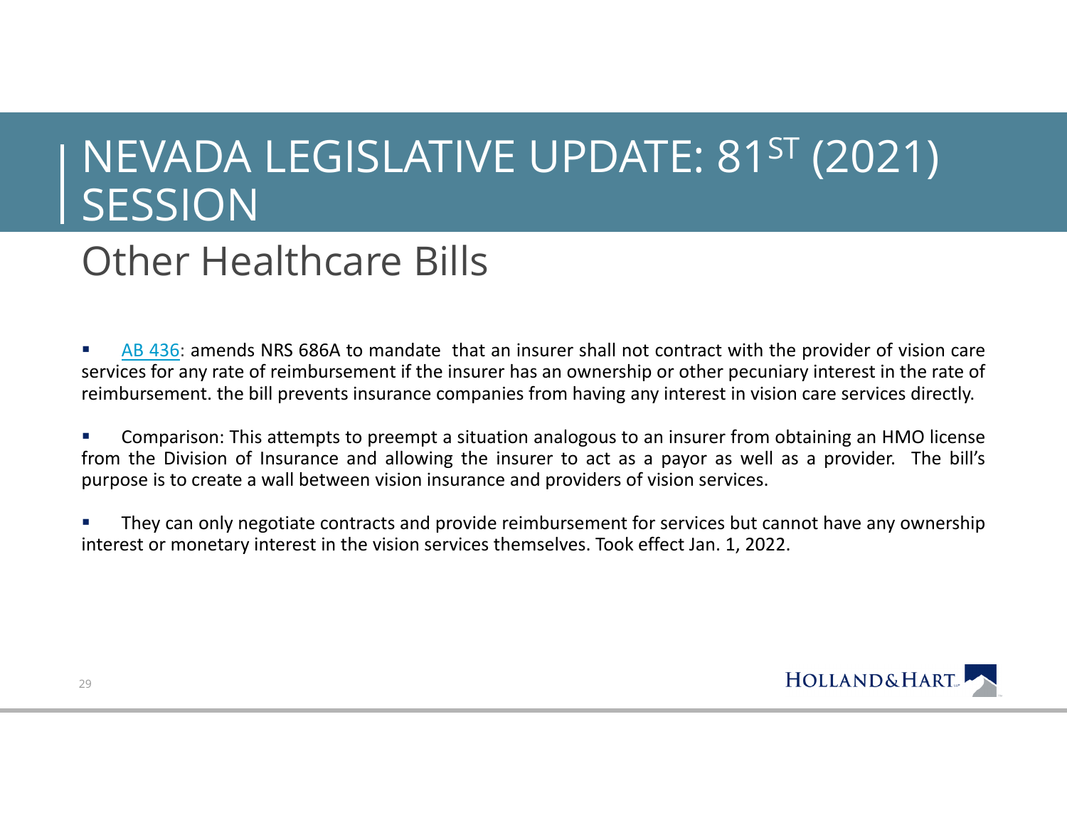# NEVADA LEGISLATIVE UPDATE: 81ST (2021) SESSION

## Other Healthcare Bills

- AB 436: amends NRS 686A to mandate that an insurer shall not contract with the provider of vision care services for any rate of reimbursement if the insurer has an ownership or other pecuniary interest in the rate of reimbursement. the bill prevents insurance companies from having any interest in vision care services directly.

- Comparison: This attempts to preempt a situation analogous to an insurer from obtaining an HMO license from the Division of Insurance and allowing the insurer to act as a payor as well as a provider. The bill's purpose is to create a wall between vision insurance and providers of vision services.

- They can only negotiate contracts and provide reimbursement for services but cannot have any ownership interest or monetary interest in the vision services themselves. Took effect Jan. 1, 2022.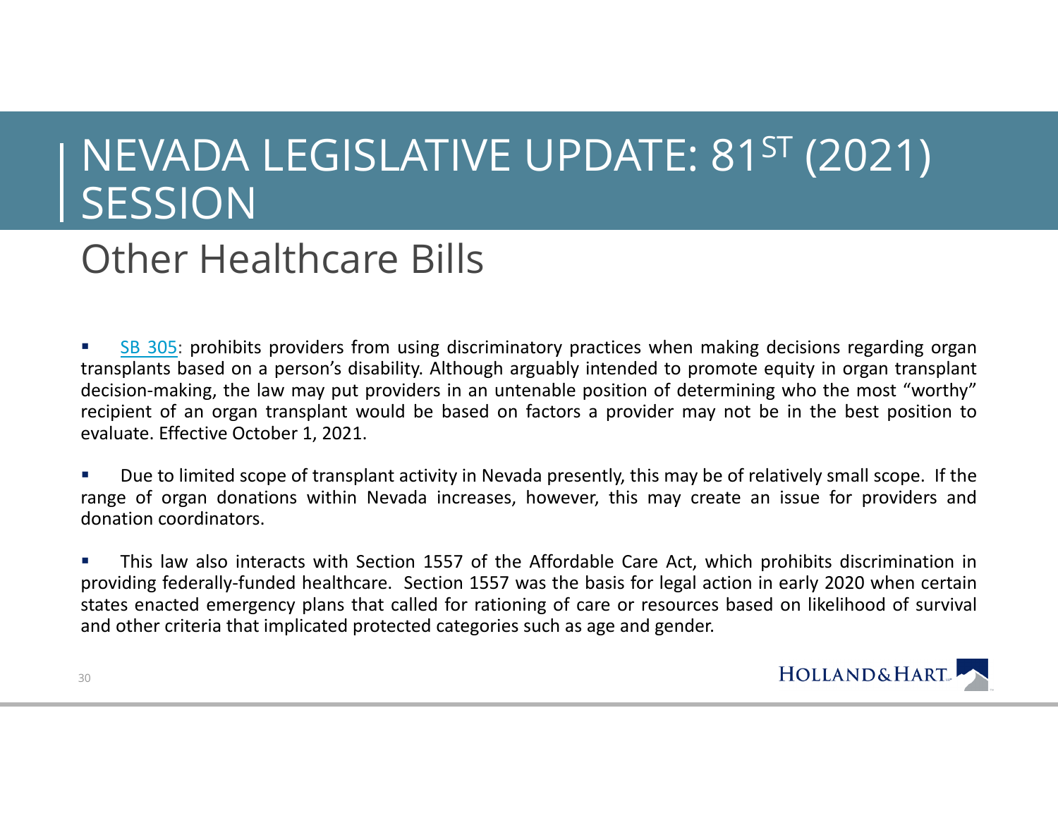# NEVADA LEGISLATIVE UPDATE: 81ST (2021) SESSION

## Other Healthcare Bills

- SB 305: prohibits providers from using discriminatory practices when making decisions regarding organ transplants based on a person's disability. Although arguably intended to promote equity in organ transplant decision-making, the law may put providers in an untenable position of determining who the most "worthy" recipient of an organ transplant would be based on factors a provider may not be in the best position to evaluate. Effective October 1, 2021.

- Due to limited scope of transplant activity in Nevada presently, this may be of relatively small scope. If the range of organ donations within Nevada increases, however, this may create an issue for providers and donation coordinators.

- This law also interacts with Section 1557 of the Affordable Care Act, which prohibits discrimination in providing federally-funded healthcare. Section 1557 was the basis for legal action in early 2020 when certain states enacted emergency plans that called for rationing of care or resources based on likelihood of survival and other criteria that implicated protected categories such as age and gender.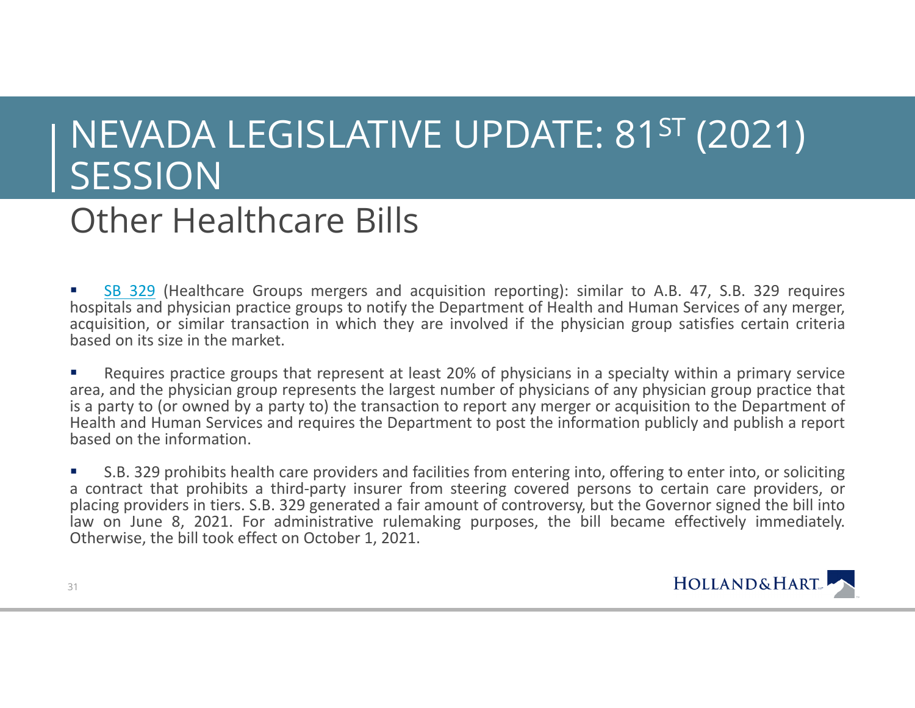# NEVADA LEGISLATIVE UPDATE: 81ST (2021) SESSION

## Other Healthcare Bills

- SB 329 (Healthcare Groups mergers and acquisition reporting): similar to A.B. 47, S.B. 329 requires hospitals and physician practice groups to notify the Department of Health and Human Services of any merger, acquisition, or similar transaction in which they are involved if the physician group satisfies certain criteria based on its size in the market.

- Requires practice groups that represent at least 20% of physicians in a specialty within a primary service area, and the physician group represents the largest number of physicians of any physician group practice that is a party to (or owned by a party to) the transaction to report any merger or acquisition to the Department of Health and Human Services and requires the Department to post the information publicly and publish a report based on the information.

- S.B. 329 prohibits health care providers and facilities from entering into, offering to enter into, or soliciting a contract that prohibits a third-party insurer from steering covered persons to certain care providers, or placing providers in tiers. S.B. 329 generated a fair amount of controversy, but the Governor signed the bill into law on June 8, 2021. For administrative rulemaking purposes, the bill became effectively immediately. Otherwise, the bill took effect on October 1, 2021.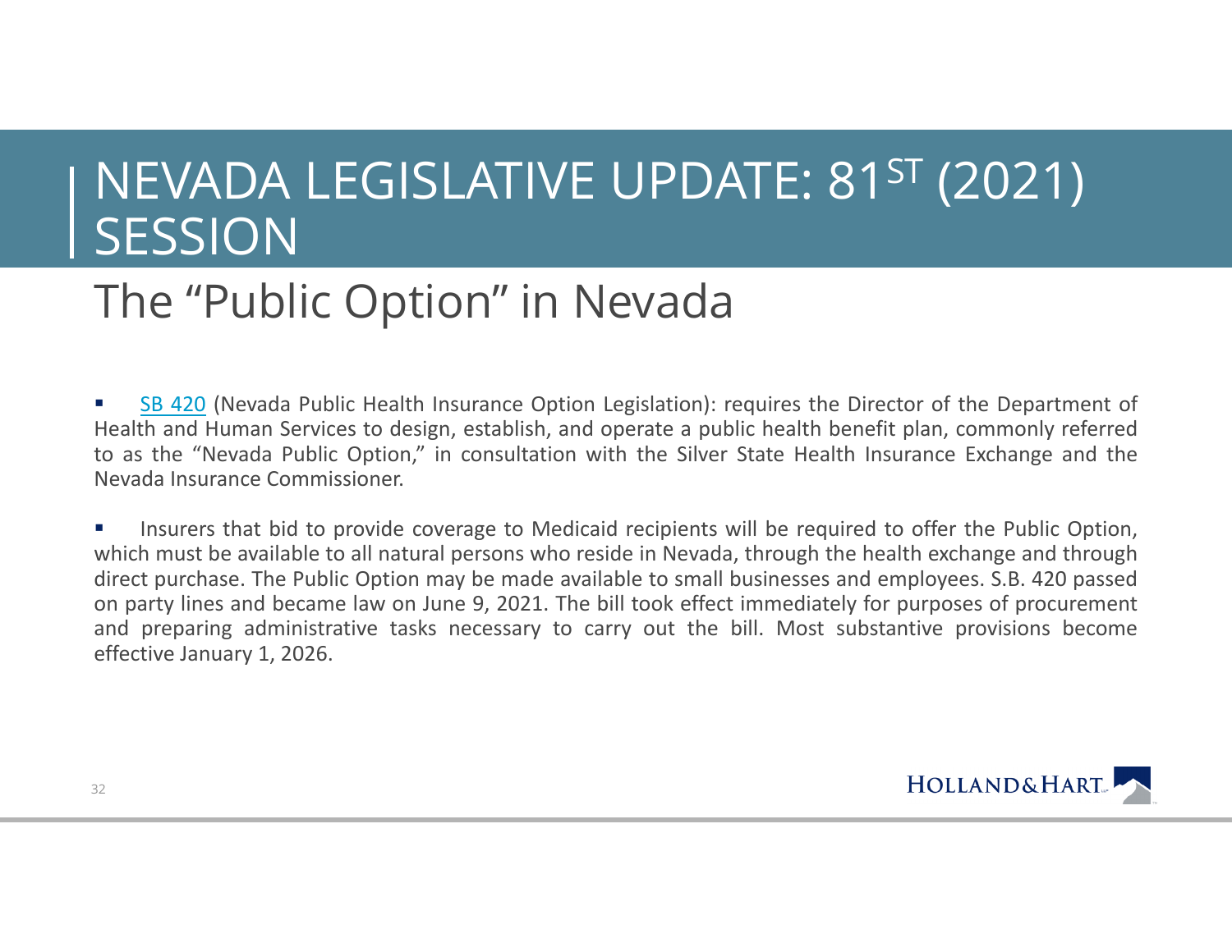# NEVADA LEGISLATIVE UPDATE: 81ST (2021) SESSION

## The "Public Option" in Nevada

- SB 420 (Nevada Public Health Insurance Option Legislation): requires the Director of the Department of Health and Human Services to design, establish, and operate a public health benefit plan, commonly referred to as the "Nevada Public Option," in consultation with the Silver State Health Insurance Exchange and the Nevada Insurance Commissioner.

- Insurers that bid to provide coverage to Medicaid recipients will be required to offer the Public Option, which must be available to all natural persons who reside in Nevada, through the health exchange and through direct purchase. The Public Option may be made available to small businesses and employees. S.B. 420 passed on party lines and became law on June 9, 2021. The bill took effect immediately for purposes of procurement and preparing administrative tasks necessary to carry out the bill. Most substantive provisions become effective January 1, 2026.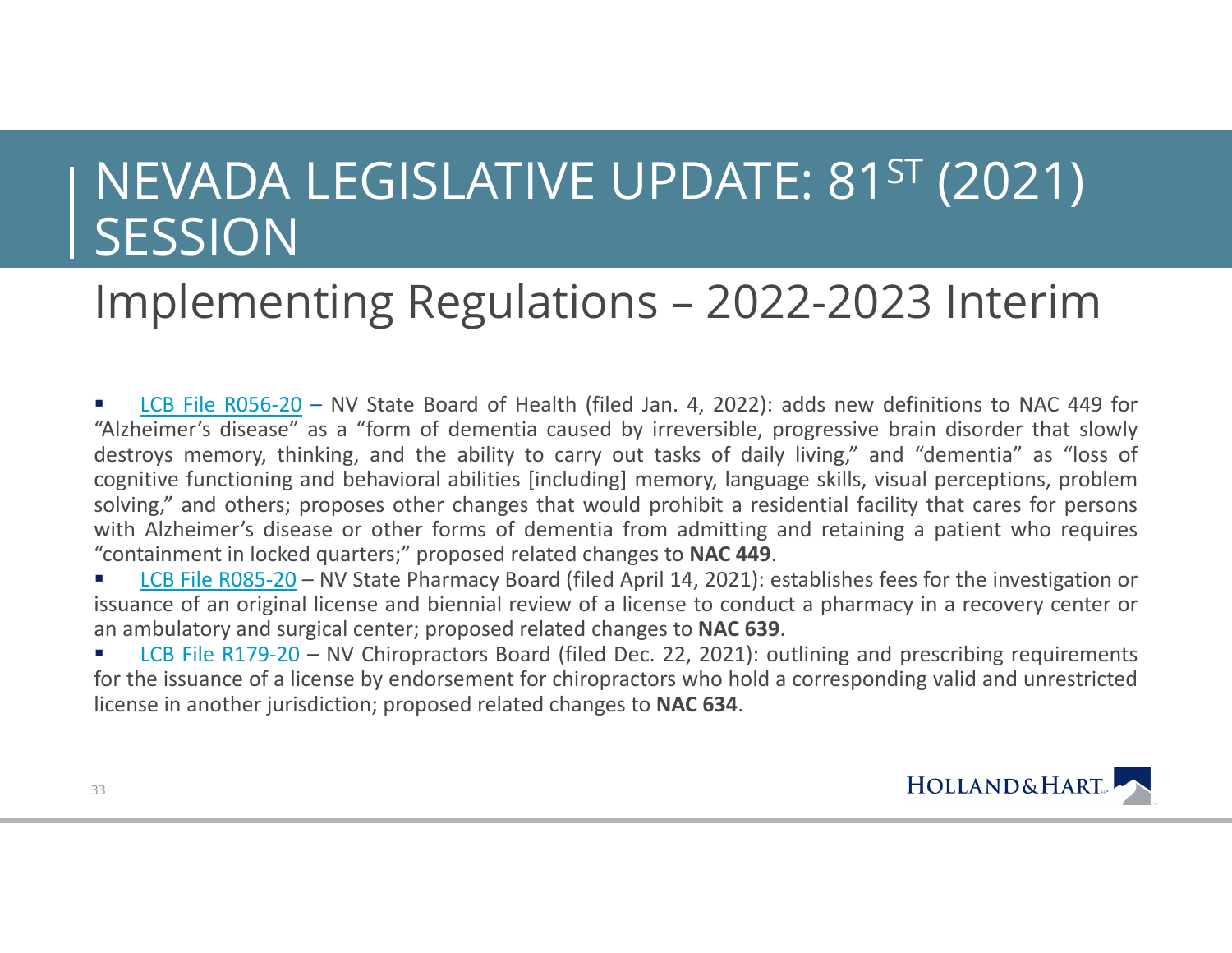# NEVADA LEGISLATIVE UPDATE: 81ST (2021) SESSION

## Implementing Regulations – 2022-2023 Interim

- LCB File R056-20 – NV State Board of Health (filed Jan. 4, 2022): adds new definitions to NAC 449 for "Alzheimer's disease" as a "form of dementia caused by irreversible, progressive brain disorder that slowly destroys memory, thinking, and the ability to carry out tasks of daily living," and "dementia" as "loss of cognitive functioning and behavioral abilities [including] memory, language skills, visual perceptions, problem solving," and others; proposes other changes that would prohibit a residential facility that cares for persons with Alzheimer's disease or other forms of dementia from admitting and retaining a patient who requires "containment in locked quarters;" proposed related changes to **NAC 449**.
- LCB File R085-20 – NV State Pharmacy Board (filed April 14, 2021): establishes fees for the investigation or issuance of an original license and biennial review of a license to conduct a pharmacy in a recovery center or an ambulatory and surgical center; proposed related changes to **NAC 639**.
- LCB File R179-20 – NV Chiropractors Board (filed Dec. 22, 2021): outlining and prescribing requirements for the issuance of a license by endorsement for chiropractors who hold a corresponding valid and unrestricted license in another jurisdiction; proposed related changes to **NAC 634**.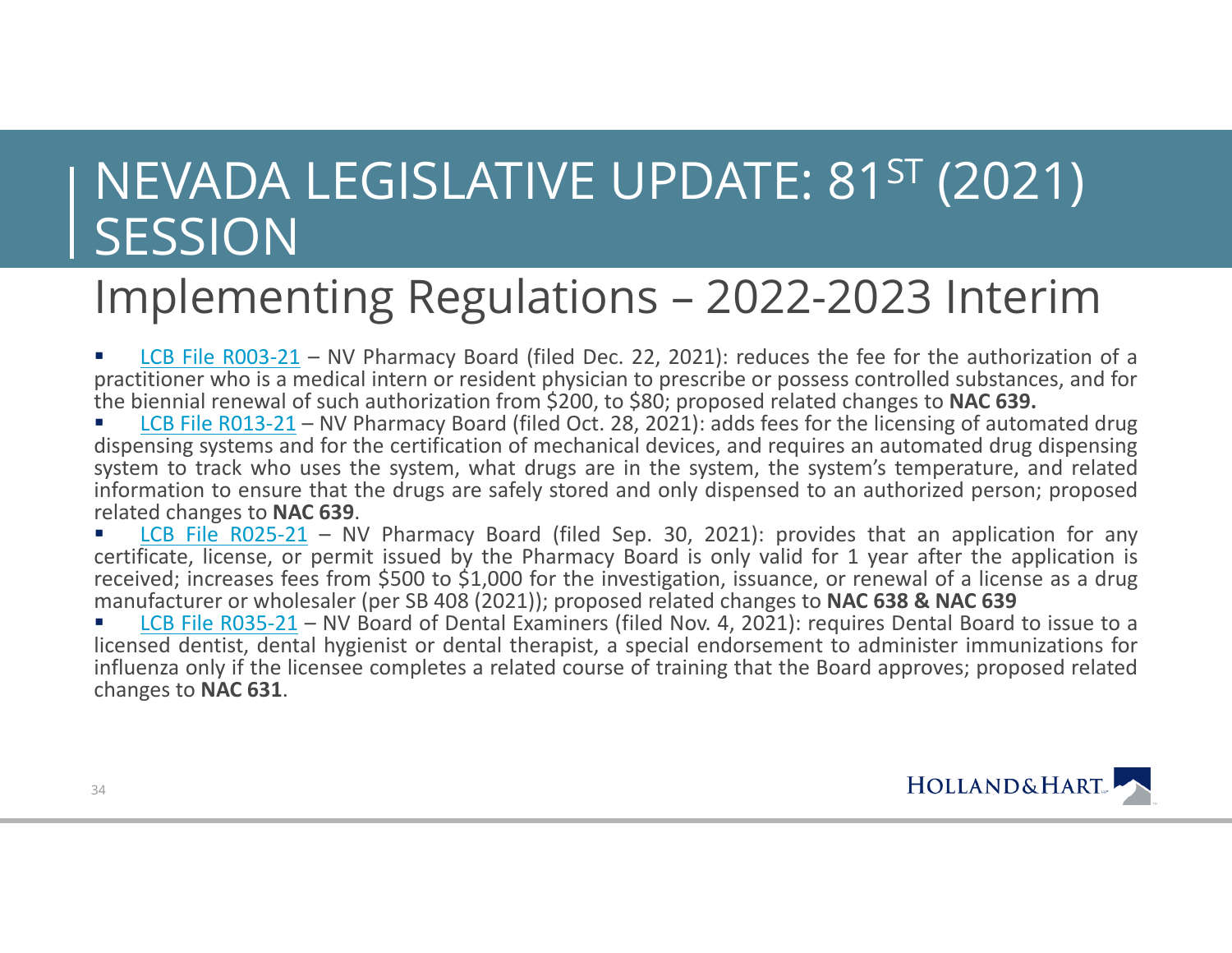# NEVADA LEGISLATIVE UPDATE: 81ST (2021) SESSION

## Implementing Regulations – 2022-2023 Interim

- LCB File R003-21 – NV Pharmacy Board (filed Dec. 22, 2021): reduces the fee for the authorization of a practitioner who is a medical intern or resident physician to prescribe or possess controlled substances, and for the biennial renewal of such authorization from $200, to $80; proposed related changes to **NAC 639.**
- LCB File R013-21 – NV Pharmacy Board (filed Oct. 28, 2021): adds fees for the licensing of automated drug dispensing systems and for the certification of mechanical devices, and requires an automated drug dispensing system to track who uses the system, what drugs are in the system, the system's temperature, and related information to ensure that the drugs are safely stored and only dispensed to an authorized person; proposed related changes to **NAC 639**.
- LCB File R025-21 – NV Pharmacy Board (filed Sep. 30, 2021): provides that an application for any certificate, license, or permit issued by the Pharmacy Board is only valid for 1 year after the application is received; increases fees from $500 to $1,000 for the investigation, issuance, or renewal of a license as a drug manufacturer or wholesaler (per SB 408 (2021)); proposed related changes to **NAC 638 & NAC 639**
- LCB File R035-21 – NV Board of Dental Examiners (filed Nov. 4, 2021): requires Dental Board to issue to a licensed dentist, dental hygienist or dental therapist, a special endorsement to administer immunizations for influenza only if the licensee completes a related course of training that the Board approves; proposed related changes to **NAC 631**.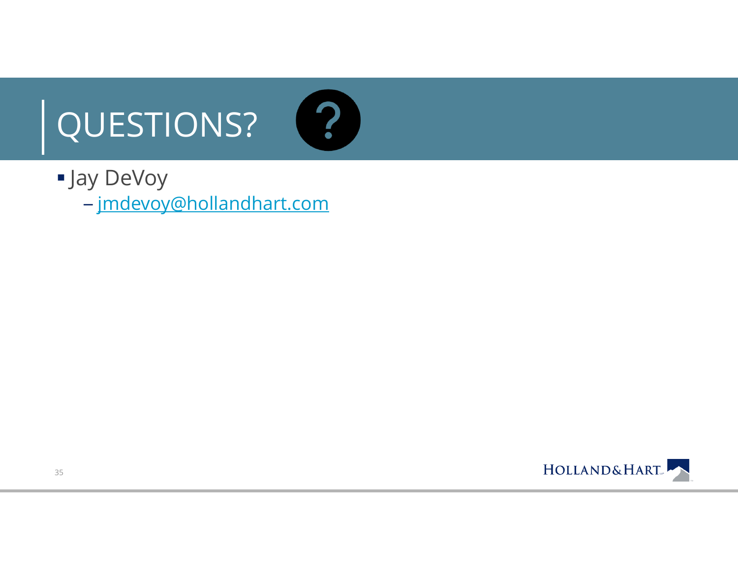# QUESTIONS?

- Jay DeVoy
  - jmdevoy@hollandhart.com